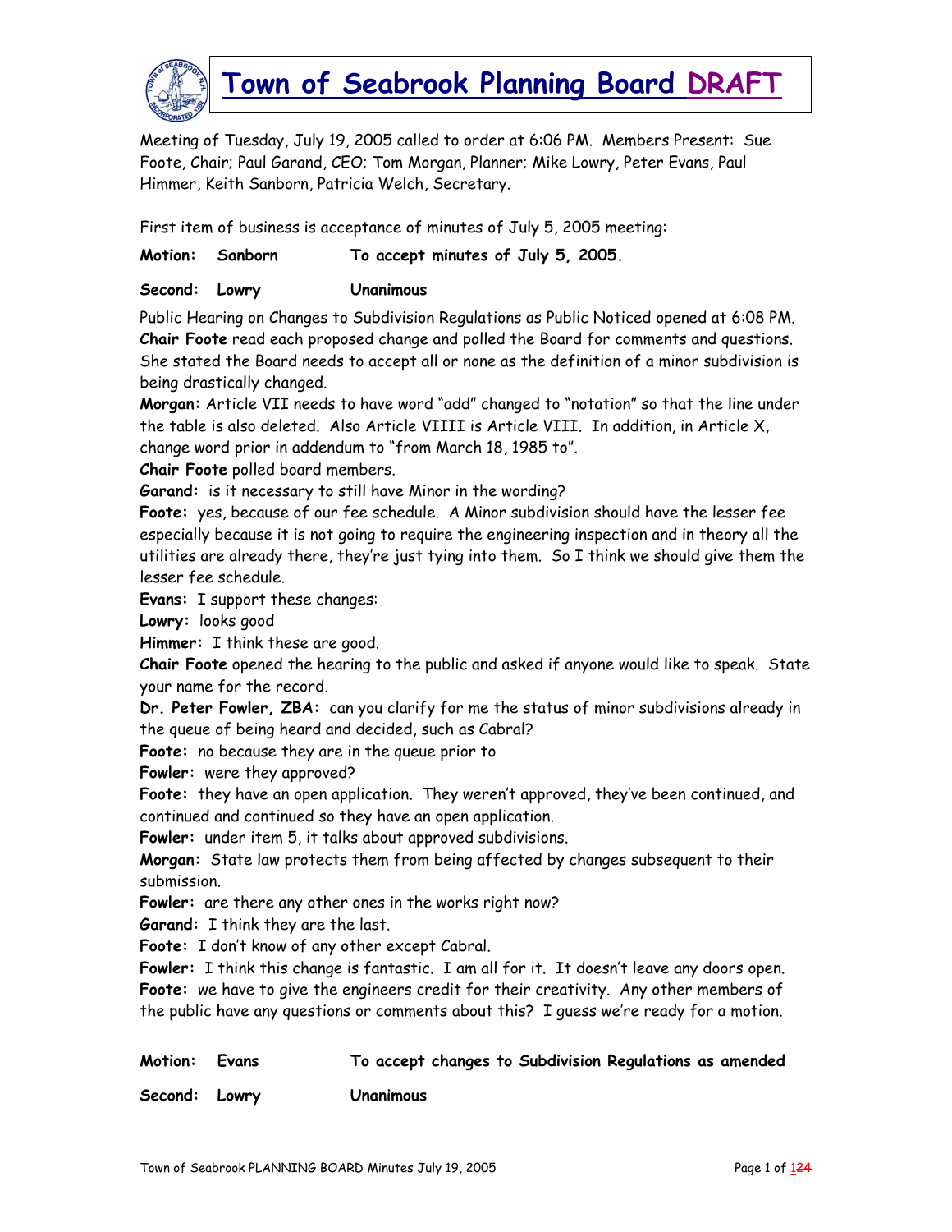# Town of Seabrook Planning Board DRAFT

Meeting of Tuesday, July 19, 2005 called to order at 6:06 PM. Members Present: Sue Foote, Chair; Paul Garand, CEO; Tom Morgan, Planner; Mike Lowry, Peter Evans, Paul Himmer, Keith Sanborn, Patricia Welch, Secretary.

First item of business is acceptance of minutes of July 5, 2005 meeting:

**Motion: Sanborn To accept minutes of July 5, 2005.**

**Second: Lowry Unanimous**

Public Hearing on Changes to Subdivision Regulations as Public Noticed opened at 6:08 PM. **Chair Foote** read each proposed change and polled the Board for comments and questions. She stated the Board needs to accept all or none as the definition of a minor subdivision is being drastically changed.

**Morgan:** Article VII needs to have word "add" changed to "notation" so that the line under the table is also deleted. Also Article VIIII is Article VIII. In addition, in Article X, change word prior in addendum to "from March 18, 1985 to".

**Chair Foote** polled board members.

**Garand:** is it necessary to still have Minor in the wording?

**Foote:** yes, because of our fee schedule. A Minor subdivision should have the lesser fee especially because it is not going to require the engineering inspection and in theory all the utilities are already there, they're just tying into them. So I think we should give them the lesser fee schedule.

**Evans:** I support these changes:

**Lowry:** looks good

**Himmer:** I think these are good.

**Chair Foote** opened the hearing to the public and asked if anyone would like to speak. State your name for the record.

**Dr. Peter Fowler, ZBA:** can you clarify for me the status of minor subdivisions already in the queue of being heard and decided, such as Cabral?

**Foote:** no because they are in the queue prior to

**Fowler:** were they approved?

**Foote:** they have an open application. They weren't approved, they've been continued, and continued and continued so they have an open application.

**Fowler:** under item 5, it talks about approved subdivisions.

**Morgan:** State law protects them from being affected by changes subsequent to their submission.

**Fowler:** are there any other ones in the works right now?

**Garand:** I think they are the last.

**Foote:** I don't know of any other except Cabral.

**Fowler:** I think this change is fantastic. I am all for it. It doesn't leave any doors open.

**Foote:** we have to give the engineers credit for their creativity. Any other members of the public have any questions or comments about this? I guess we're ready for a motion.

**Motion: Evans To accept changes to Subdivision Regulations as amended**

**Second: Lowry Unanimous**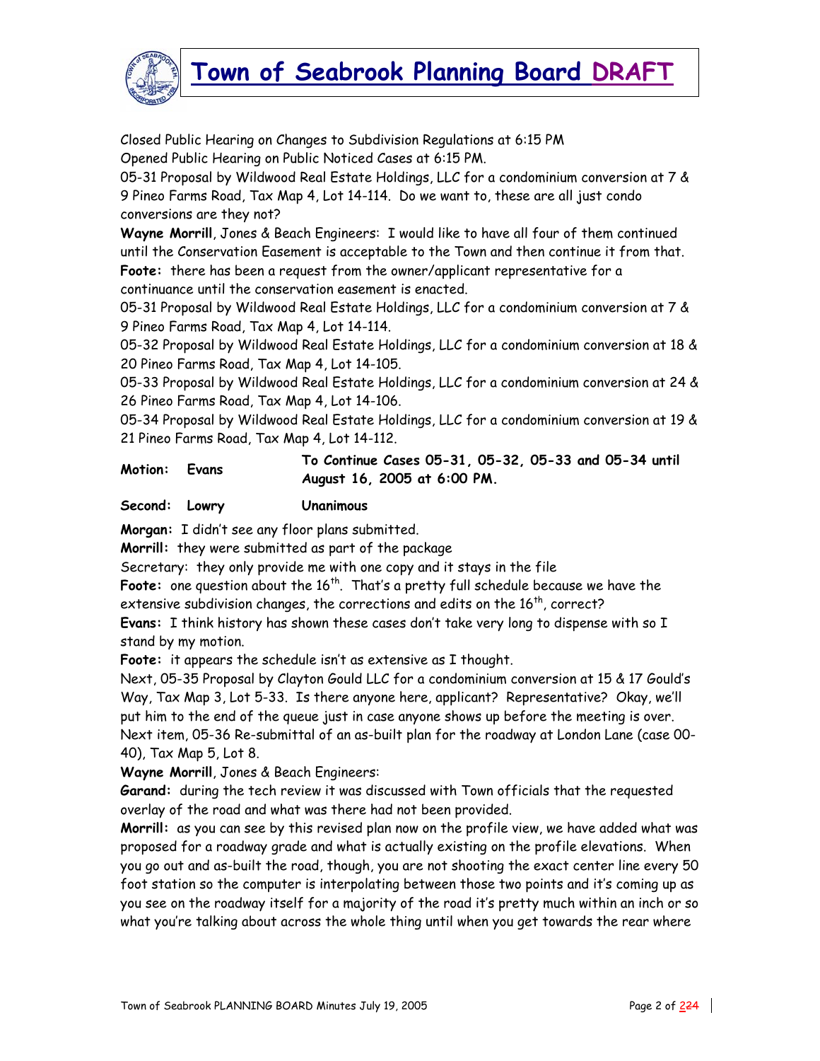Closed Public Hearing on Changes to Subdivision Regulations at 6:15 PM
Opened Public Hearing on Public Noticed Cases at 6:15 PM.
05-31 Proposal by Wildwood Real Estate Holdings, LLC for a condominium conversion at 7 & 9 Pineo Farms Road, Tax Map 4, Lot 14-114. Do we want to, these are all just condo conversions are they not?
**Wayne Morrill**, Jones & Beach Engineers: I would like to have all four of them continued until the Conservation Easement is acceptable to the Town and then continue it from that.
**Foote:** there has been a request from the owner/applicant representative for a continuance until the conservation easement is enacted.
05-31 Proposal by Wildwood Real Estate Holdings, LLC for a condominium conversion at 7 & 9 Pineo Farms Road, Tax Map 4, Lot 14-114.
05-32 Proposal by Wildwood Real Estate Holdings, LLC for a condominium conversion at 18 & 20 Pineo Farms Road, Tax Map 4, Lot 14-105.
05-33 Proposal by Wildwood Real Estate Holdings, LLC for a condominium conversion at 24 & 26 Pineo Farms Road, Tax Map 4, Lot 14-106.
05-34 Proposal by Wildwood Real Estate Holdings, LLC for a condominium conversion at 19 & 21 Pineo Farms Road, Tax Map 4, Lot 14-112.

| **Motion:** | **Evans** | **To Continue Cases 05-31, 05-32, 05-33 and 05-34 until August 16, 2005 at 6:00 PM.** |
|---|---|---|
| **Second:** | **Lowry** | **Unanimous** |

**Morgan:** I didn't see any floor plans submitted.
**Morrill:** they were submitted as part of the package
Secretary: they only provide me with one copy and it stays in the file
**Foote:** one question about the 16th. That's a pretty full schedule because we have the extensive subdivision changes, the corrections and edits on the 16th, correct?
**Evans:** I think history has shown these cases don't take very long to dispense with so I stand by my motion.
**Foote:** it appears the schedule isn't as extensive as I thought.
Next, 05-35 Proposal by Clayton Gould LLC for a condominium conversion at 15 & 17 Gould's Way, Tax Map 3, Lot 5-33. Is there anyone here, applicant? Representative? Okay, we'll put him to the end of the queue just in case anyone shows up before the meeting is over.
Next item, 05-36 Re-submittal of an as-built plan for the roadway at London Lane (case 00-40), Tax Map 5, Lot 8.
**Wayne Morrill**, Jones & Beach Engineers:
**Garand:** during the tech review it was discussed with Town officials that the requested overlay of the road and what was there had not been provided.
**Morrill:** as you can see by this revised plan now on the profile view, we have added what was proposed for a roadway grade and what is actually existing on the profile elevations. When you go out and as-built the road, though, you are not shooting the exact center line every 50 foot station so the computer is interpolating between those two points and it's coming up as you see on the roadway itself for a majority of the road it's pretty much within an inch or so what you're talking about across the whole thing until when you get towards the rear where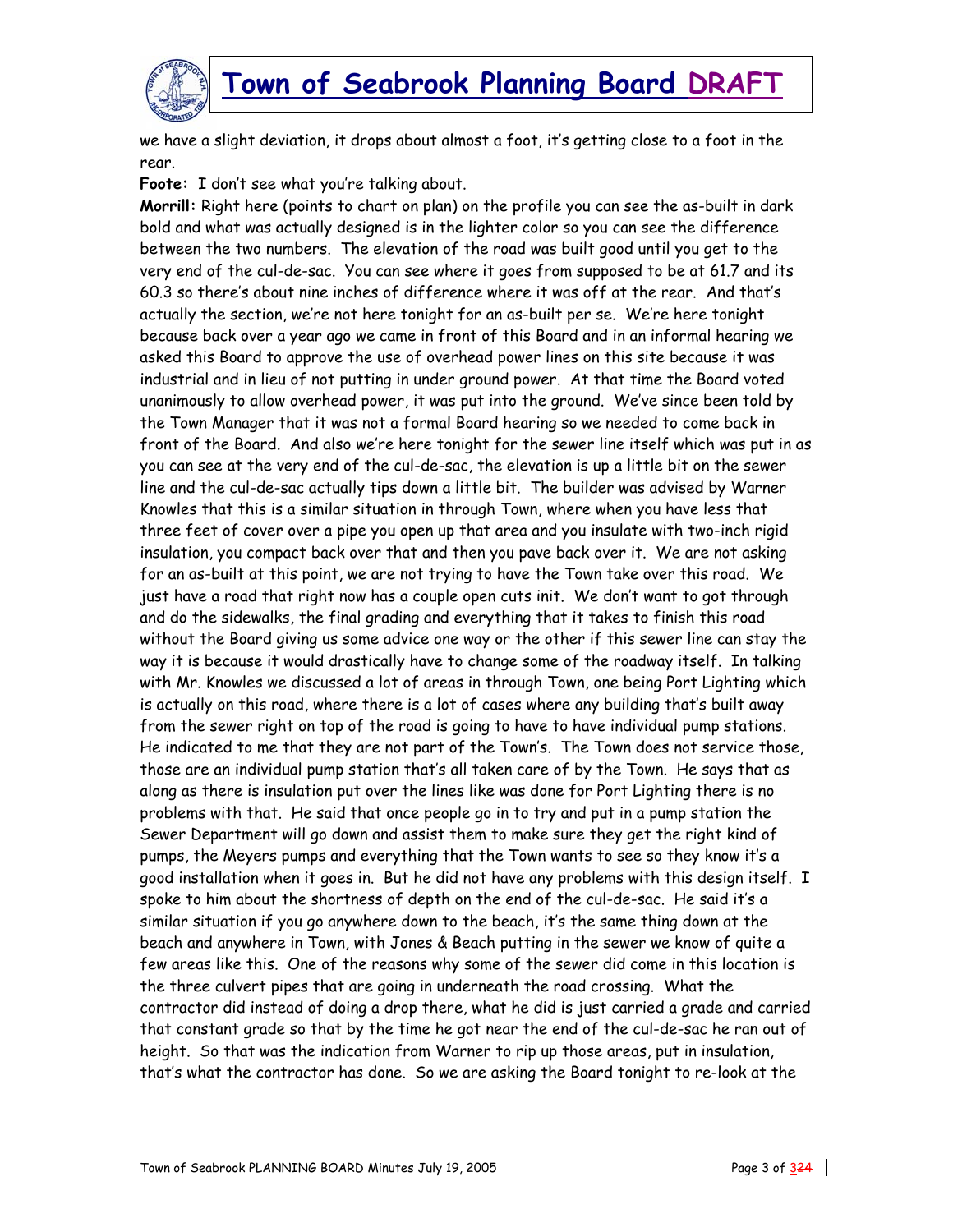we have a slight deviation, it drops about almost a foot, it's getting close to a foot in the rear.

**Foote:** I don't see what you're talking about.

**Morrill:** Right here (points to chart on plan) on the profile you can see the as-built in dark bold and what was actually designed is in the lighter color so you can see the difference between the two numbers. The elevation of the road was built good until you get to the very end of the cul-de-sac. You can see where it goes from supposed to be at 61.7 and its 60.3 so there's about nine inches of difference where it was off at the rear. And that's actually the section, we're not here tonight for an as-built per se. We're here tonight because back over a year ago we came in front of this Board and in an informal hearing we asked this Board to approve the use of overhead power lines on this site because it was industrial and in lieu of not putting in under ground power. At that time the Board voted unanimously to allow overhead power, it was put into the ground. We've since been told by the Town Manager that it was not a formal Board hearing so we needed to come back in front of the Board. And also we're here tonight for the sewer line itself which was put in as you can see at the very end of the cul-de-sac, the elevation is up a little bit on the sewer line and the cul-de-sac actually tips down a little bit. The builder was advised by Warner Knowles that this is a similar situation in through Town, where when you have less that three feet of cover over a pipe you open up that area and you insulate with two-inch rigid insulation, you compact back over that and then you pave back over it. We are not asking for an as-built at this point, we are not trying to have the Town take over this road. We just have a road that right now has a couple open cuts init. We don't want to got through and do the sidewalks, the final grading and everything that it takes to finish this road without the Board giving us some advice one way or the other if this sewer line can stay the way it is because it would drastically have to change some of the roadway itself. In talking with Mr. Knowles we discussed a lot of areas in through Town, one being Port Lighting which is actually on this road, where there is a lot of cases where any building that's built away from the sewer right on top of the road is going to have to have individual pump stations. He indicated to me that they are not part of the Town's. The Town does not service those, those are an individual pump station that's all taken care of by the Town. He says that as along as there is insulation put over the lines like was done for Port Lighting there is no problems with that. He said that once people go in to try and put in a pump station the Sewer Department will go down and assist them to make sure they get the right kind of pumps, the Meyers pumps and everything that the Town wants to see so they know it's a good installation when it goes in. But he did not have any problems with this design itself. I spoke to him about the shortness of depth on the end of the cul-de-sac. He said it's a similar situation if you go anywhere down to the beach, it's the same thing down at the beach and anywhere in Town, with Jones & Beach putting in the sewer we know of quite a few areas like this. One of the reasons why some of the sewer did come in this location is the three culvert pipes that are going in underneath the road crossing. What the contractor did instead of doing a drop there, what he did is just carried a grade and carried that constant grade so that by the time he got near the end of the cul-de-sac he ran out of height. So that was the indication from Warner to rip up those areas, put in insulation, that's what the contractor has done. So we are asking the Board tonight to re-look at the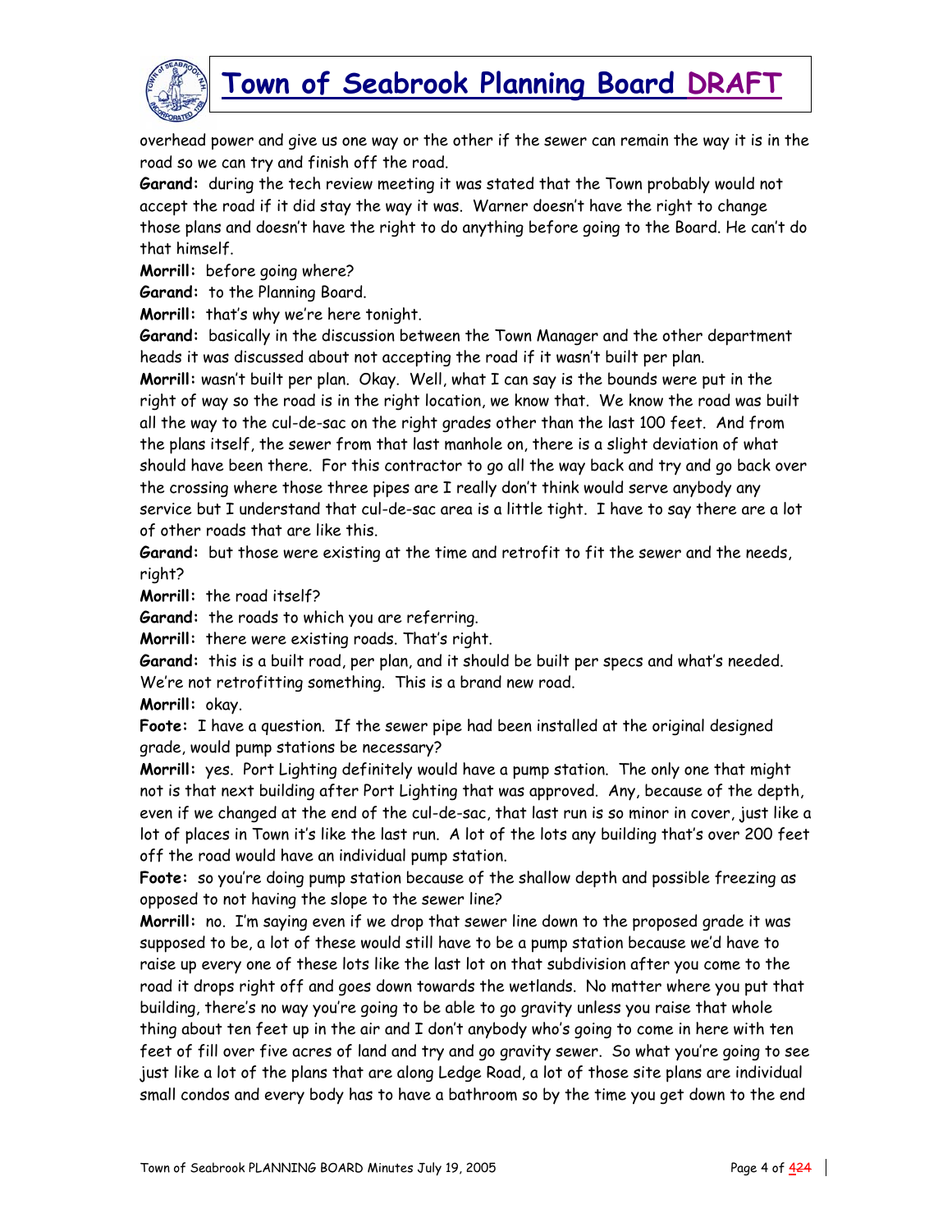overhead power and give us one way or the other if the sewer can remain the way it is in the road so we can try and finish off the road.

**Garand:** during the tech review meeting it was stated that the Town probably would not accept the road if it did stay the way it was. Warner doesn't have the right to change those plans and doesn't have the right to do anything before going to the Board. He can't do that himself.

**Morrill:** before going where?

**Garand:** to the Planning Board.

**Morrill:** that's why we're here tonight.

**Garand:** basically in the discussion between the Town Manager and the other department heads it was discussed about not accepting the road if it wasn't built per plan.

**Morrill:** wasn't built per plan. Okay. Well, what I can say is the bounds were put in the right of way so the road is in the right location, we know that. We know the road was built all the way to the cul-de-sac on the right grades other than the last 100 feet. And from the plans itself, the sewer from that last manhole on, there is a slight deviation of what should have been there. For this contractor to go all the way back and try and go back over the crossing where those three pipes are I really don't think would serve anybody any service but I understand that cul-de-sac area is a little tight. I have to say there are a lot of other roads that are like this.

**Garand:** but those were existing at the time and retrofit to fit the sewer and the needs, right?

**Morrill:** the road itself?

**Garand:** the roads to which you are referring.

**Morrill:** there were existing roads. That's right.

**Garand:** this is a built road, per plan, and it should be built per specs and what's needed. We're not retrofitting something. This is a brand new road.

**Morrill:** okay.

**Foote:** I have a question. If the sewer pipe had been installed at the original designed grade, would pump stations be necessary?

**Morrill:** yes. Port Lighting definitely would have a pump station. The only one that might not is that next building after Port Lighting that was approved. Any, because of the depth, even if we changed at the end of the cul-de-sac, that last run is so minor in cover, just like a lot of places in Town it's like the last run. A lot of the lots any building that's over 200 feet off the road would have an individual pump station.

**Foote:** so you're doing pump station because of the shallow depth and possible freezing as opposed to not having the slope to the sewer line?

**Morrill:** no. I'm saying even if we drop that sewer line down to the proposed grade it was supposed to be, a lot of these would still have to be a pump station because we'd have to raise up every one of these lots like the last lot on that subdivision after you come to the road it drops right off and goes down towards the wetlands. No matter where you put that building, there's no way you're going to be able to go gravity unless you raise that whole thing about ten feet up in the air and I don't anybody who's going to come in here with ten feet of fill over five acres of land and try and go gravity sewer. So what you're going to see just like a lot of the plans that are along Ledge Road, a lot of those site plans are individual small condos and every body has to have a bathroom so by the time you get down to the end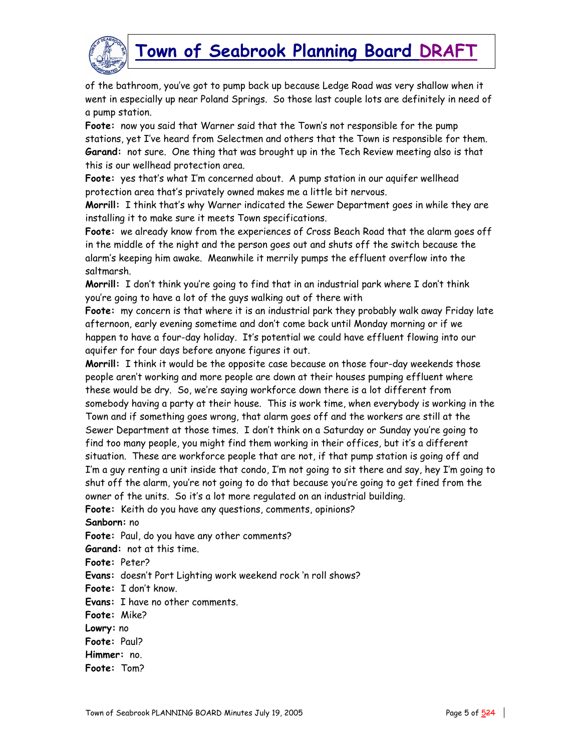of the bathroom, you've got to pump back up because Ledge Road was very shallow when it went in especially up near Poland Springs. So those last couple lots are definitely in need of a pump station.

**Foote:** now you said that Warner said that the Town's not responsible for the pump stations, yet I've heard from Selectmen and others that the Town is responsible for them.

**Garand:** not sure. One thing that was brought up in the Tech Review meeting also is that this is our wellhead protection area.

**Foote:** yes that's what I'm concerned about. A pump station in our aquifer wellhead protection area that's privately owned makes me a little bit nervous.

**Morrill:** I think that's why Warner indicated the Sewer Department goes in while they are installing it to make sure it meets Town specifications.

**Foote:** we already know from the experiences of Cross Beach Road that the alarm goes off in the middle of the night and the person goes out and shuts off the switch because the alarm's keeping him awake. Meanwhile it merrily pumps the effluent overflow into the saltmarsh.

**Morrill:** I don't think you're going to find that in an industrial park where I don't think you're going to have a lot of the guys walking out of there with

**Foote:** my concern is that where it is an industrial park they probably walk away Friday late afternoon, early evening sometime and don't come back until Monday morning or if we happen to have a four-day holiday. It's potential we could have effluent flowing into our aquifer for four days before anyone figures it out.

**Morrill:** I think it would be the opposite case because on those four-day weekends those people aren't working and more people are down at their houses pumping effluent where these would be dry. So, we're saying workforce down there is a lot different from somebody having a party at their house. This is work time, when everybody is working in the Town and if something goes wrong, that alarm goes off and the workers are still at the Sewer Department at those times. I don't think on a Saturday or Sunday you're going to find too many people, you might find them working in their offices, but it's a different situation. These are workforce people that are not, if that pump station is going off and I'm a guy renting a unit inside that condo, I'm not going to sit there and say, hey I'm going to shut off the alarm, you're not going to do that because you're going to get fined from the owner of the units. So it's a lot more regulated on an industrial building.

**Foote:** Keith do you have any questions, comments, opinions?

**Sanborn:** no

**Foote:** Paul, do you have any other comments?

**Garand:** not at this time.

**Foote:** Peter?

**Evans:** doesn't Port Lighting work weekend rock 'n roll shows?

**Foote:** I don't know.

**Evans:** I have no other comments.

**Foote:** Mike?

**Lowry:** no

**Foote:** Paul?

**Himmer:** no.

**Foote:** Tom?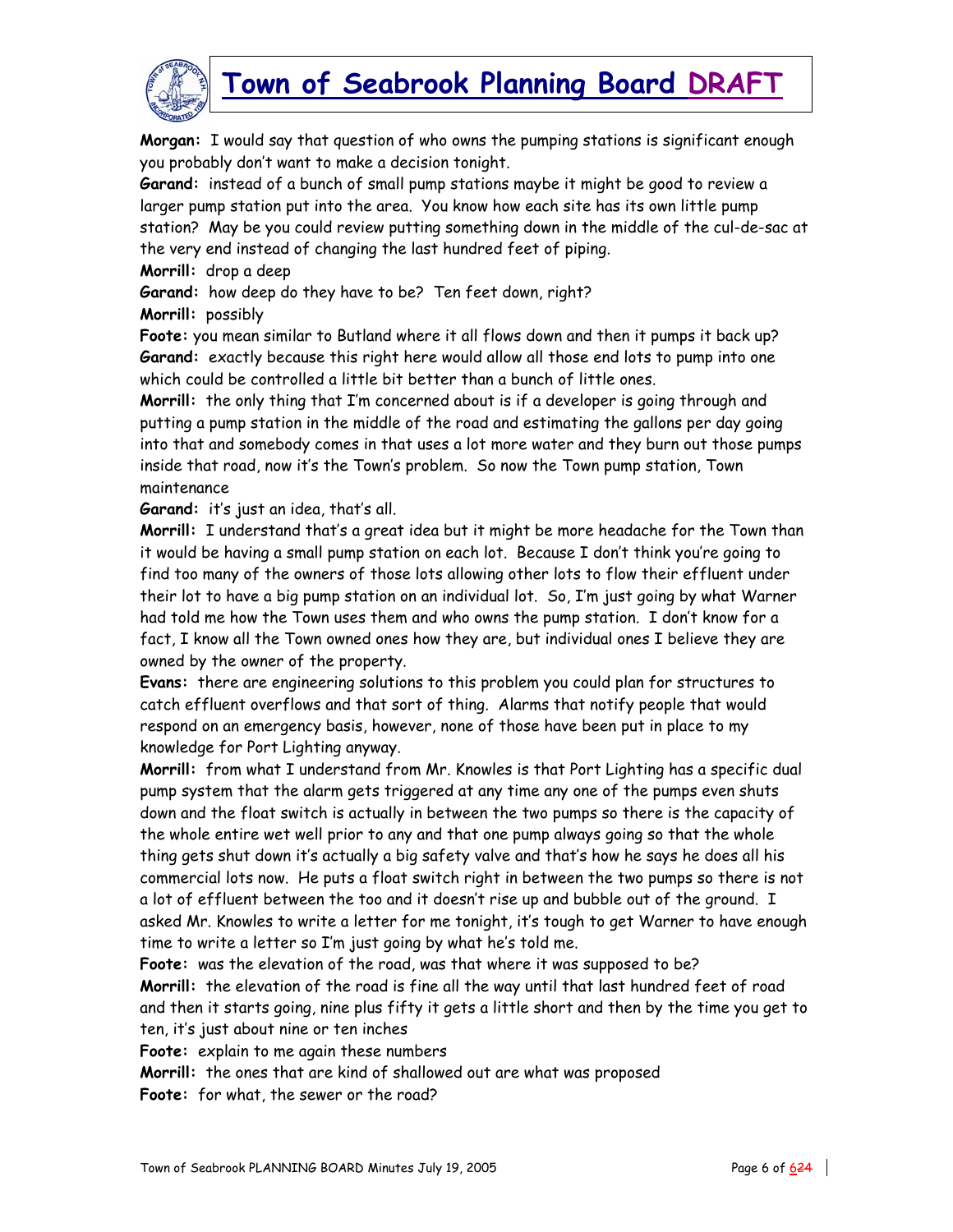**Morgan:** I would say that question of who owns the pumping stations is significant enough you probably don't want to make a decision tonight.

**Garand:** instead of a bunch of small pump stations maybe it might be good to review a larger pump station put into the area. You know how each site has its own little pump station? May be you could review putting something down in the middle of the cul-de-sac at the very end instead of changing the last hundred feet of piping.

**Morrill:** drop a deep

**Garand:** how deep do they have to be? Ten feet down, right?

**Morrill:** possibly

**Foote:** you mean similar to Butland where it all flows down and then it pumps it back up?

**Garand:** exactly because this right here would allow all those end lots to pump into one which could be controlled a little bit better than a bunch of little ones.

**Morrill:** the only thing that I'm concerned about is if a developer is going through and putting a pump station in the middle of the road and estimating the gallons per day going into that and somebody comes in that uses a lot more water and they burn out those pumps inside that road, now it's the Town's problem. So now the Town pump station, Town maintenance

**Garand:** it's just an idea, that's all.

**Morrill:** I understand that's a great idea but it might be more headache for the Town than it would be having a small pump station on each lot. Because I don't think you're going to find too many of the owners of those lots allowing other lots to flow their effluent under their lot to have a big pump station on an individual lot. So, I'm just going by what Warner had told me how the Town uses them and who owns the pump station. I don't know for a fact, I know all the Town owned ones how they are, but individual ones I believe they are owned by the owner of the property.

**Evans:** there are engineering solutions to this problem you could plan for structures to catch effluent overflows and that sort of thing. Alarms that notify people that would respond on an emergency basis, however, none of those have been put in place to my knowledge for Port Lighting anyway.

**Morrill:** from what I understand from Mr. Knowles is that Port Lighting has a specific dual pump system that the alarm gets triggered at any time any one of the pumps even shuts down and the float switch is actually in between the two pumps so there is the capacity of the whole entire wet well prior to any and that one pump always going so that the whole thing gets shut down it's actually a big safety valve and that's how he says he does all his commercial lots now. He puts a float switch right in between the two pumps so there is not a lot of effluent between the too and it doesn't rise up and bubble out of the ground. I asked Mr. Knowles to write a letter for me tonight, it's tough to get Warner to have enough time to write a letter so I'm just going by what he's told me.

**Foote:** was the elevation of the road, was that where it was supposed to be?

**Morrill:** the elevation of the road is fine all the way until that last hundred feet of road and then it starts going, nine plus fifty it gets a little short and then by the time you get to ten, it's just about nine or ten inches

**Foote:** explain to me again these numbers

**Morrill:** the ones that are kind of shallowed out are what was proposed

**Foote:** for what, the sewer or the road?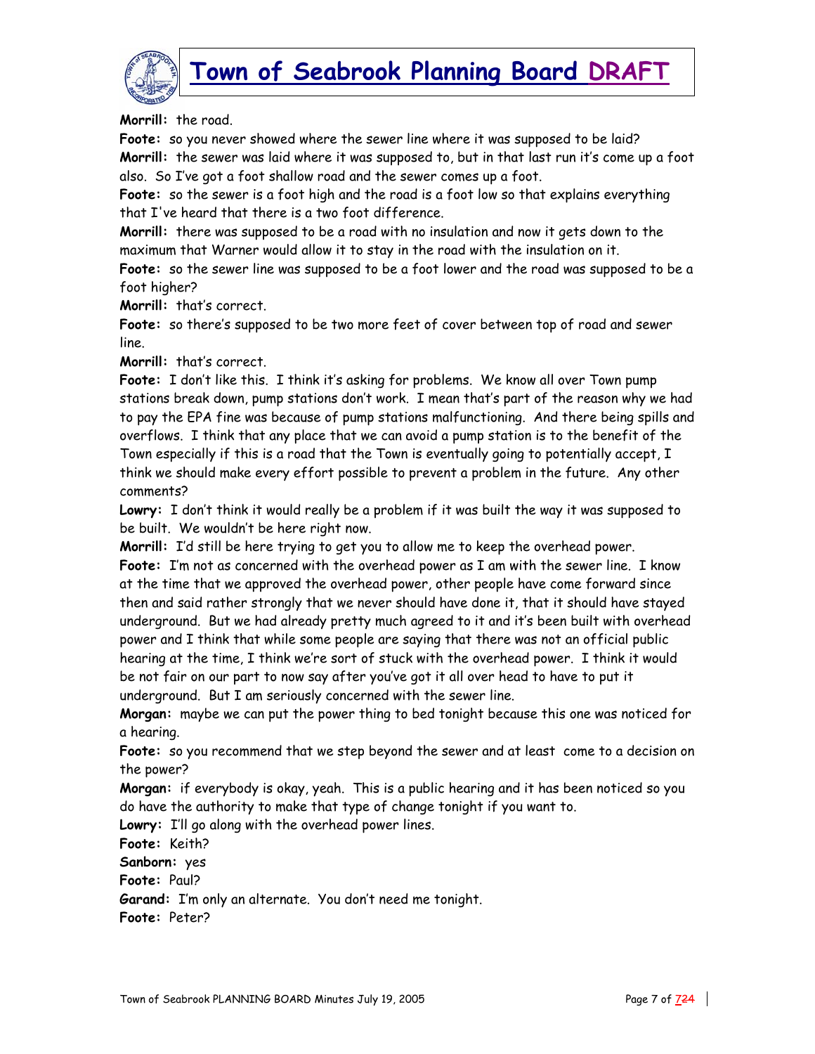**Morrill:** the road.

**Foote:** so you never showed where the sewer line where it was supposed to be laid?

**Morrill:** the sewer was laid where it was supposed to, but in that last run it's come up a foot also. So I've got a foot shallow road and the sewer comes up a foot.

**Foote:** so the sewer is a foot high and the road is a foot low so that explains everything that I've heard that there is a two foot difference.

**Morrill:** there was supposed to be a road with no insulation and now it gets down to the maximum that Warner would allow it to stay in the road with the insulation on it.

**Foote:** so the sewer line was supposed to be a foot lower and the road was supposed to be a foot higher?

**Morrill:** that's correct.

**Foote:** so there's supposed to be two more feet of cover between top of road and sewer line.

**Morrill:** that's correct.

**Foote:** I don't like this. I think it's asking for problems. We know all over Town pump stations break down, pump stations don't work. I mean that's part of the reason why we had to pay the EPA fine was because of pump stations malfunctioning. And there being spills and overflows. I think that any place that we can avoid a pump station is to the benefit of the Town especially if this is a road that the Town is eventually going to potentially accept, I think we should make every effort possible to prevent a problem in the future. Any other comments?

**Lowry:** I don't think it would really be a problem if it was built the way it was supposed to be built. We wouldn't be here right now.

**Morrill:** I'd still be here trying to get you to allow me to keep the overhead power.

**Foote:** I'm not as concerned with the overhead power as I am with the sewer line. I know at the time that we approved the overhead power, other people have come forward since then and said rather strongly that we never should have done it, that it should have stayed underground. But we had already pretty much agreed to it and it's been built with overhead power and I think that while some people are saying that there was not an official public hearing at the time, I think we're sort of stuck with the overhead power. I think it would be not fair on our part to now say after you've got it all over head to have to put it underground. But I am seriously concerned with the sewer line.

**Morgan:** maybe we can put the power thing to bed tonight because this one was noticed for a hearing.

**Foote:** so you recommend that we step beyond the sewer and at least come to a decision on the power?

**Morgan:** if everybody is okay, yeah. This is a public hearing and it has been noticed so you do have the authority to make that type of change tonight if you want to.

**Lowry:** I'll go along with the overhead power lines.

**Foote:** Keith?

**Sanborn:** yes

**Foote:** Paul?

**Garand:** I'm only an alternate. You don't need me tonight.

**Foote:** Peter?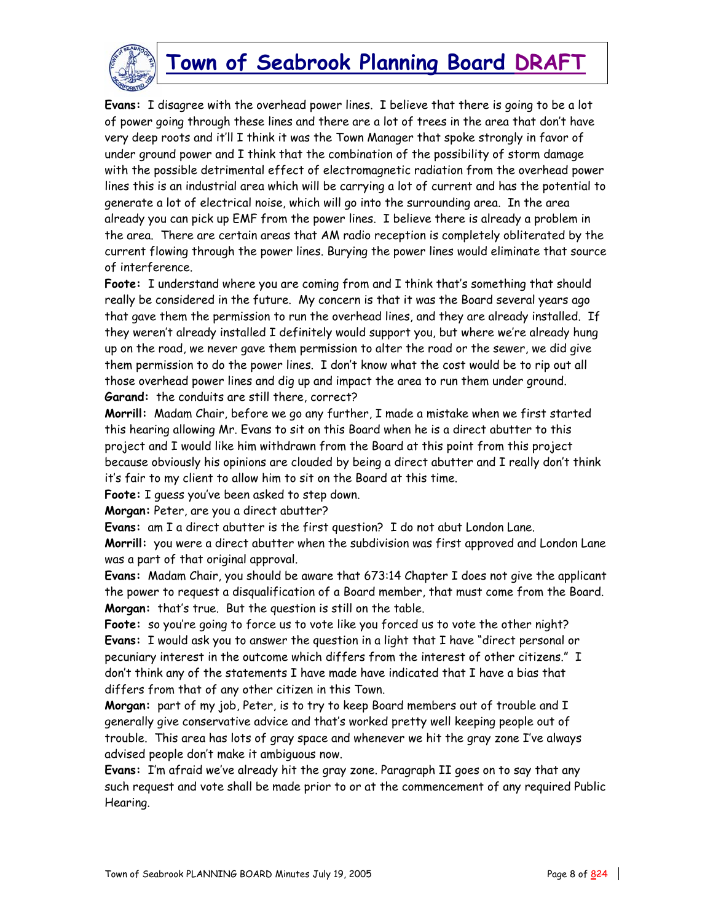**Evans:** I disagree with the overhead power lines. I believe that there is going to be a lot of power going through these lines and there are a lot of trees in the area that don't have very deep roots and it'll I think it was the Town Manager that spoke strongly in favor of under ground power and I think that the combination of the possibility of storm damage with the possible detrimental effect of electromagnetic radiation from the overhead power lines this is an industrial area which will be carrying a lot of current and has the potential to generate a lot of electrical noise, which will go into the surrounding area. In the area already you can pick up EMF from the power lines. I believe there is already a problem in the area. There are certain areas that AM radio reception is completely obliterated by the current flowing through the power lines. Burying the power lines would eliminate that source of interference.

**Foote:** I understand where you are coming from and I think that's something that should really be considered in the future. My concern is that it was the Board several years ago that gave them the permission to run the overhead lines, and they are already installed. If they weren't already installed I definitely would support you, but where we're already hung up on the road, we never gave them permission to alter the road or the sewer, we did give them permission to do the power lines. I don't know what the cost would be to rip out all those overhead power lines and dig up and impact the area to run them under ground.

**Garand:** the conduits are still there, correct?

**Morrill:** Madam Chair, before we go any further, I made a mistake when we first started this hearing allowing Mr. Evans to sit on this Board when he is a direct abutter to this project and I would like him withdrawn from the Board at this point from this project because obviously his opinions are clouded by being a direct abutter and I really don't think it's fair to my client to allow him to sit on the Board at this time.

**Foote:** I guess you've been asked to step down.

**Morgan:** Peter, are you a direct abutter?

**Evans:** am I a direct abutter is the first question? I do not abut London Lane.

**Morrill:** you were a direct abutter when the subdivision was first approved and London Lane was a part of that original approval.

**Evans:** Madam Chair, you should be aware that 673:14 Chapter I does not give the applicant the power to request a disqualification of a Board member, that must come from the Board.

**Morgan:** that's true. But the question is still on the table.

**Foote:** so you're going to force us to vote like you forced us to vote the other night?

**Evans:** I would ask you to answer the question in a light that I have "direct personal or pecuniary interest in the outcome which differs from the interest of other citizens." I don't think any of the statements I have made have indicated that I have a bias that differs from that of any other citizen in this Town.

**Morgan:** part of my job, Peter, is to try to keep Board members out of trouble and I generally give conservative advice and that's worked pretty well keeping people out of trouble. This area has lots of gray space and whenever we hit the gray zone I've always advised people don't make it ambiguous now.

**Evans:** I'm afraid we've already hit the gray zone. Paragraph II goes on to say that any such request and vote shall be made prior to or at the commencement of any required Public Hearing.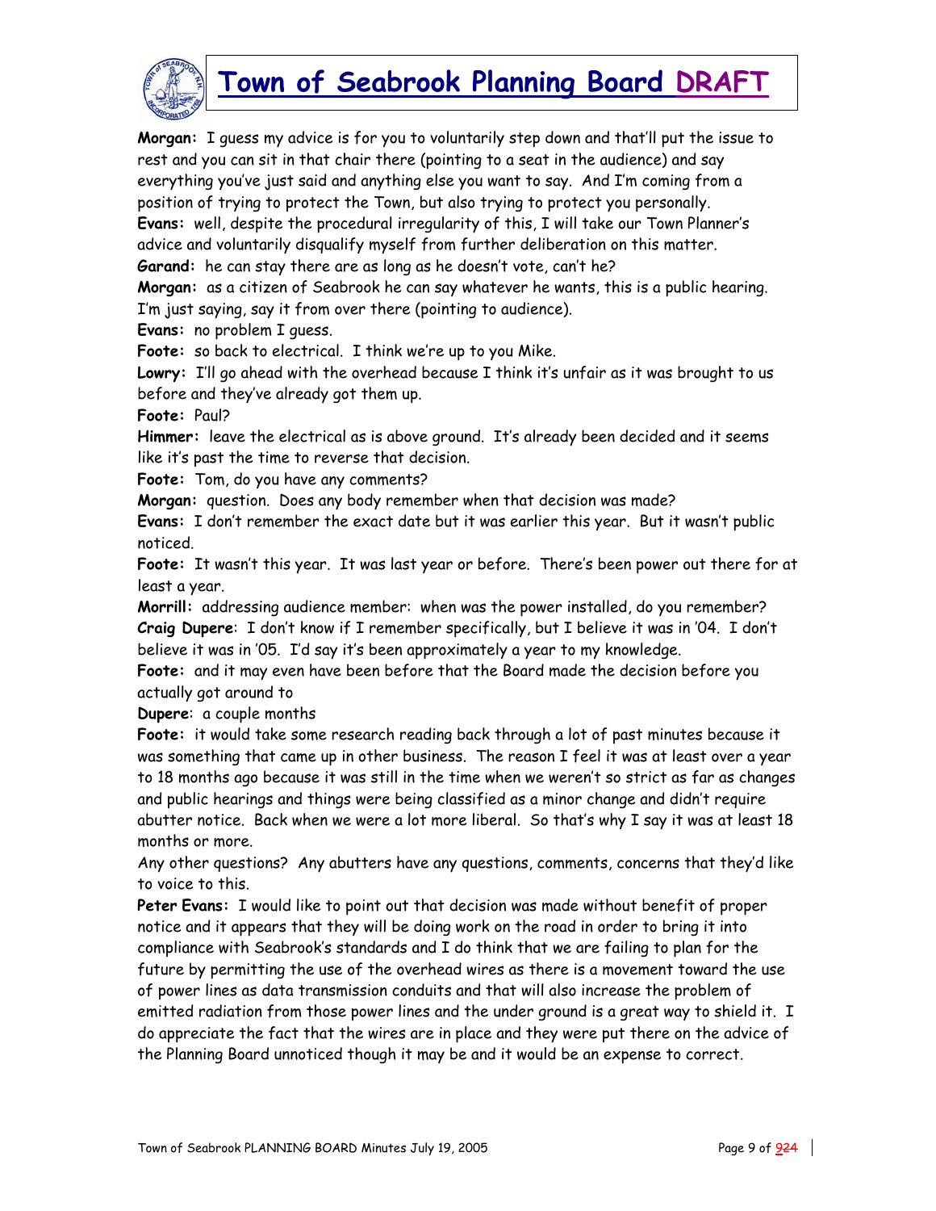**Morgan:** I guess my advice is for you to voluntarily step down and that'll put the issue to rest and you can sit in that chair there (pointing to a seat in the audience) and say everything you've just said and anything else you want to say. And I'm coming from a position of trying to protect the Town, but also trying to protect you personally.

**Evans:** well, despite the procedural irregularity of this, I will take our Town Planner's advice and voluntarily disqualify myself from further deliberation on this matter.

**Garand:** he can stay there are as long as he doesn't vote, can't he?

**Morgan:** as a citizen of Seabrook he can say whatever he wants, this is a public hearing. I'm just saying, say it from over there (pointing to audience).

**Evans:** no problem I guess.

**Foote:** so back to electrical. I think we're up to you Mike.

**Lowry:** I'll go ahead with the overhead because I think it's unfair as it was brought to us before and they've already got them up.

**Foote:** Paul?

**Himmer:** leave the electrical as is above ground. It's already been decided and it seems like it's past the time to reverse that decision.

**Foote:** Tom, do you have any comments?

**Morgan:** question. Does any body remember when that decision was made?

**Evans:** I don't remember the exact date but it was earlier this year. But it wasn't public noticed.

**Foote:** It wasn't this year. It was last year or before. There's been power out there for at least a year.

**Morrill:** addressing audience member: when was the power installed, do you remember?

**Craig Dupere**: I don't know if I remember specifically, but I believe it was in '04. I don't believe it was in '05. I'd say it's been approximately a year to my knowledge.

**Foote:** and it may even have been before that the Board made the decision before you actually got around to

**Dupere**: a couple months

**Foote:** it would take some research reading back through a lot of past minutes because it was something that came up in other business. The reason I feel it was at least over a year to 18 months ago because it was still in the time when we weren't so strict as far as changes and public hearings and things were being classified as a minor change and didn't require abutter notice. Back when we were a lot more liberal. So that's why I say it was at least 18 months or more.

Any other questions? Any abutters have any questions, comments, concerns that they'd like to voice to this.

**Peter Evans:** I would like to point out that decision was made without benefit of proper notice and it appears that they will be doing work on the road in order to bring it into compliance with Seabrook's standards and I do think that we are failing to plan for the future by permitting the use of the overhead wires as there is a movement toward the use of power lines as data transmission conduits and that will also increase the problem of emitted radiation from those power lines and the under ground is a great way to shield it. I do appreciate the fact that the wires are in place and they were put there on the advice of the Planning Board unnoticed though it may be and it would be an expense to correct.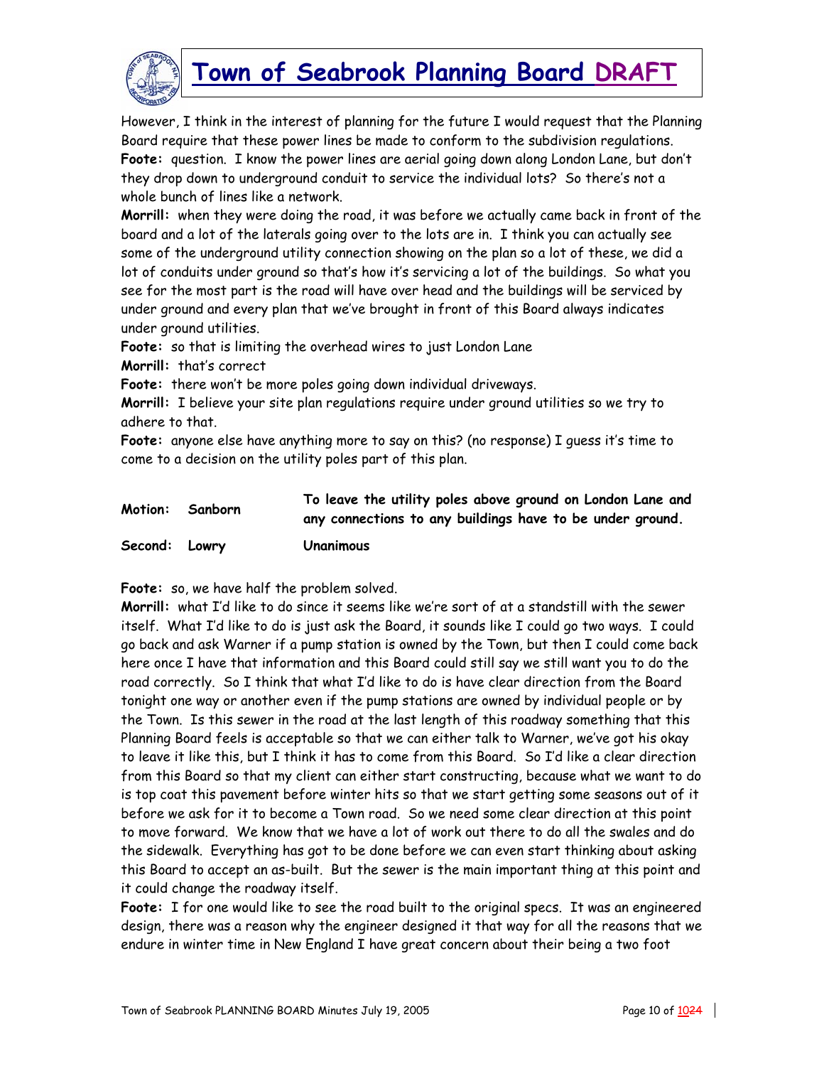However, I think in the interest of planning for the future I would request that the Planning Board require that these power lines be made to conform to the subdivision regulations.

**Foote:** question. I know the power lines are aerial going down along London Lane, but don't they drop down to underground conduit to service the individual lots? So there's not a whole bunch of lines like a network.

**Morrill:** when they were doing the road, it was before we actually came back in front of the board and a lot of the laterals going over to the lots are in. I think you can actually see some of the underground utility connection showing on the plan so a lot of these, we did a lot of conduits under ground so that's how it's servicing a lot of the buildings. So what you see for the most part is the road will have over head and the buildings will be serviced by under ground and every plan that we've brought in front of this Board always indicates under ground utilities.

**Foote:** so that is limiting the overhead wires to just London Lane

**Morrill:** that's correct

**Foote:** there won't be more poles going down individual driveways.

**Morrill:** I believe your site plan regulations require under ground utilities so we try to adhere to that.

**Foote:** anyone else have anything more to say on this? (no response) I guess it's time to come to a decision on the utility poles part of this plan.

| | | |
|---|---|---|
| **Motion:** | **Sanborn** | **To leave the utility poles above ground on London Lane and any connections to any buildings have to be under ground.** |
| **Second:** | **Lowry** | **Unanimous** |

**Foote:** so, we have half the problem solved.

**Morrill:** what I'd like to do since it seems like we're sort of at a standstill with the sewer itself. What I'd like to do is just ask the Board, it sounds like I could go two ways. I could go back and ask Warner if a pump station is owned by the Town, but then I could come back here once I have that information and this Board could still say we still want you to do the road correctly. So I think that what I'd like to do is have clear direction from the Board tonight one way or another even if the pump stations are owned by individual people or by the Town. Is this sewer in the road at the last length of this roadway something that this Planning Board feels is acceptable so that we can either talk to Warner, we've got his okay to leave it like this, but I think it has to come from this Board. So I'd like a clear direction from this Board so that my client can either start constructing, because what we want to do is top coat this pavement before winter hits so that we start getting some seasons out of it before we ask for it to become a Town road. So we need some clear direction at this point to move forward. We know that we have a lot of work out there to do all the swales and do the sidewalk. Everything has got to be done before we can even start thinking about asking this Board to accept an as-built. But the sewer is the main important thing at this point and it could change the roadway itself.

**Foote:** I for one would like to see the road built to the original specs. It was an engineered design, there was a reason why the engineer designed it that way for all the reasons that we endure in winter time in New England I have great concern about their being a two foot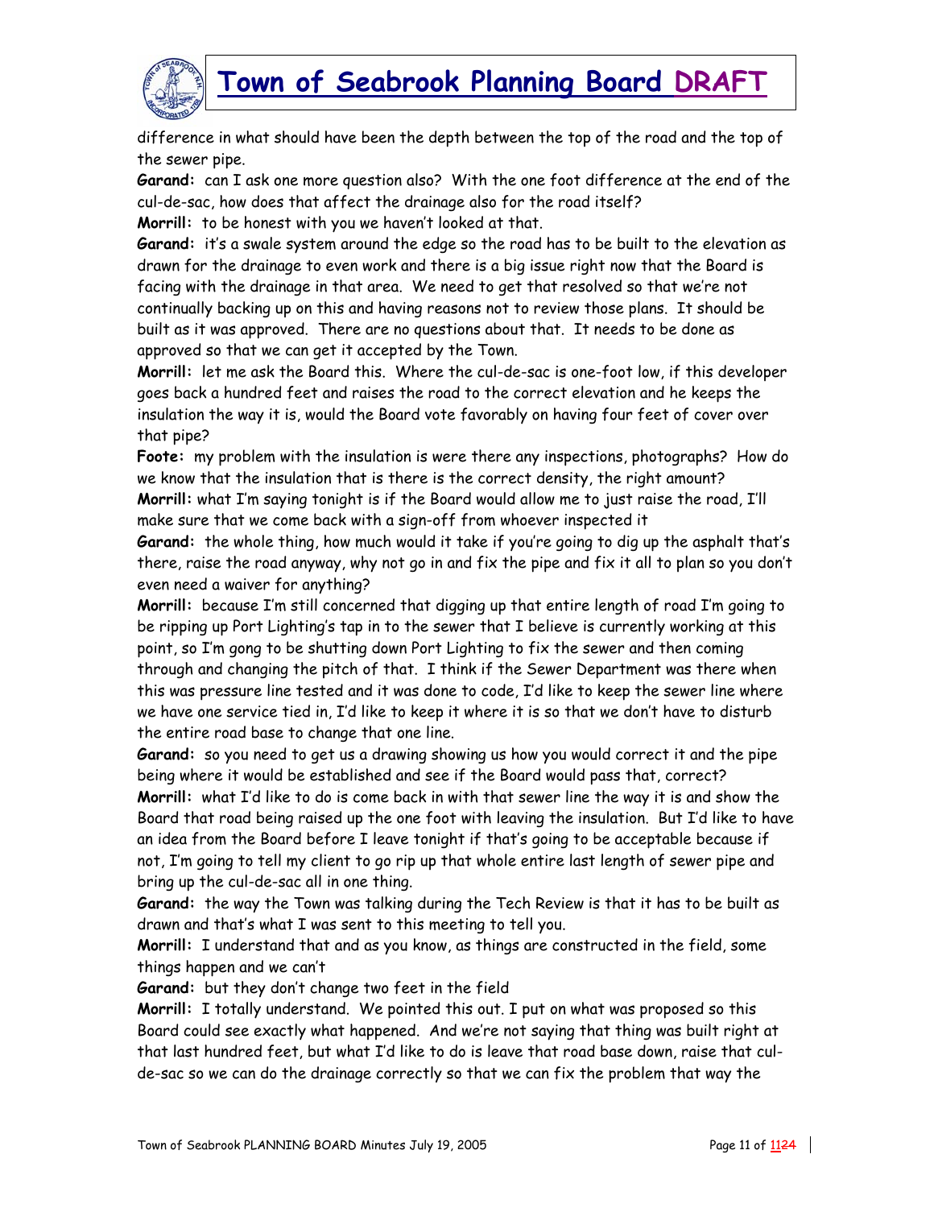difference in what should have been the depth between the top of the road and the top of the sewer pipe.

**Garand:** can I ask one more question also? With the one foot difference at the end of the cul-de-sac, how does that affect the drainage also for the road itself?

**Morrill:** to be honest with you we haven't looked at that.

**Garand:** it's a swale system around the edge so the road has to be built to the elevation as drawn for the drainage to even work and there is a big issue right now that the Board is facing with the drainage in that area. We need to get that resolved so that we're not continually backing up on this and having reasons not to review those plans. It should be built as it was approved. There are no questions about that. It needs to be done as approved so that we can get it accepted by the Town.

**Morrill:** let me ask the Board this. Where the cul-de-sac is one-foot low, if this developer goes back a hundred feet and raises the road to the correct elevation and he keeps the insulation the way it is, would the Board vote favorably on having four feet of cover over that pipe?

**Foote:** my problem with the insulation is were there any inspections, photographs? How do we know that the insulation that is there is the correct density, the right amount?

**Morrill:** what I'm saying tonight is if the Board would allow me to just raise the road, I'll make sure that we come back with a sign-off from whoever inspected it

**Garand:** the whole thing, how much would it take if you're going to dig up the asphalt that's there, raise the road anyway, why not go in and fix the pipe and fix it all to plan so you don't even need a waiver for anything?

**Morrill:** because I'm still concerned that digging up that entire length of road I'm going to be ripping up Port Lighting's tap in to the sewer that I believe is currently working at this point, so I'm gong to be shutting down Port Lighting to fix the sewer and then coming through and changing the pitch of that. I think if the Sewer Department was there when this was pressure line tested and it was done to code, I'd like to keep the sewer line where we have one service tied in, I'd like to keep it where it is so that we don't have to disturb the entire road base to change that one line.

**Garand:** so you need to get us a drawing showing us how you would correct it and the pipe being where it would be established and see if the Board would pass that, correct?

**Morrill:** what I'd like to do is come back in with that sewer line the way it is and show the Board that road being raised up the one foot with leaving the insulation. But I'd like to have an idea from the Board before I leave tonight if that's going to be acceptable because if not, I'm going to tell my client to go rip up that whole entire last length of sewer pipe and bring up the cul-de-sac all in one thing.

**Garand:** the way the Town was talking during the Tech Review is that it has to be built as drawn and that's what I was sent to this meeting to tell you.

**Morrill:** I understand that and as you know, as things are constructed in the field, some things happen and we can't

**Garand:** but they don't change two feet in the field

**Morrill:** I totally understand. We pointed this out. I put on what was proposed so this Board could see exactly what happened. And we're not saying that thing was built right at that last hundred feet, but what I'd like to do is leave that road base down, raise that cul-de-sac so we can do the drainage correctly so that we can fix the problem that way the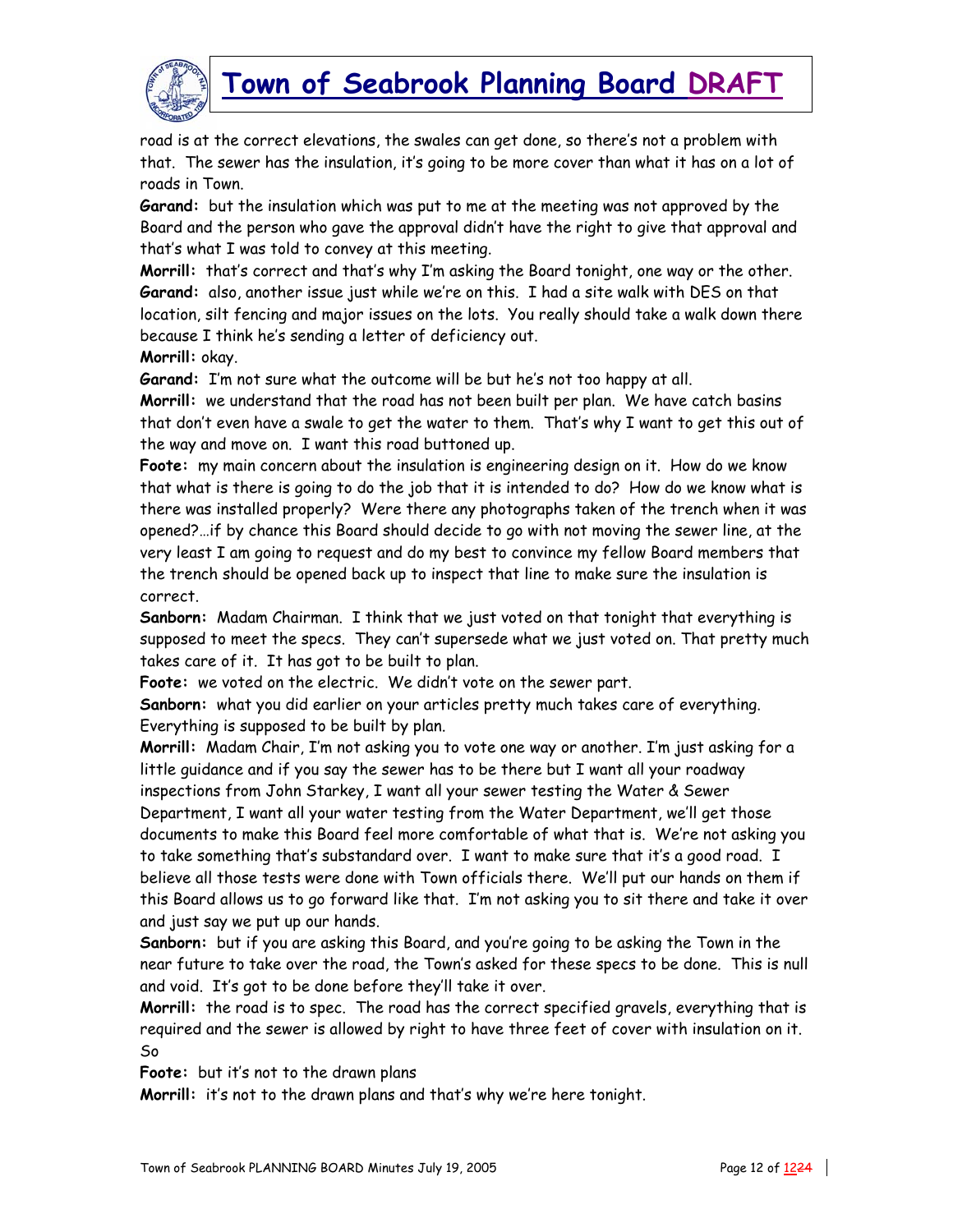road is at the correct elevations, the swales can get done, so there's not a problem with that. The sewer has the insulation, it's going to be more cover than what it has on a lot of roads in Town.

**Garand:** but the insulation which was put to me at the meeting was not approved by the Board and the person who gave the approval didn't have the right to give that approval and that's what I was told to convey at this meeting.

**Morrill:** that's correct and that's why I'm asking the Board tonight, one way or the other.

**Garand:** also, another issue just while we're on this. I had a site walk with DES on that location, silt fencing and major issues on the lots. You really should take a walk down there because I think he's sending a letter of deficiency out.

**Morrill:** okay.

**Garand:** I'm not sure what the outcome will be but he's not too happy at all.

**Morrill:** we understand that the road has not been built per plan. We have catch basins that don't even have a swale to get the water to them. That's why I want to get this out of the way and move on. I want this road buttoned up.

**Foote:** my main concern about the insulation is engineering design on it. How do we know that what is there is going to do the job that it is intended to do? How do we know what is there was installed properly? Were there any photographs taken of the trench when it was opened?…if by chance this Board should decide to go with not moving the sewer line, at the very least I am going to request and do my best to convince my fellow Board members that the trench should be opened back up to inspect that line to make sure the insulation is correct.

**Sanborn:** Madam Chairman. I think that we just voted on that tonight that everything is supposed to meet the specs. They can't supersede what we just voted on. That pretty much takes care of it. It has got to be built to plan.

**Foote:** we voted on the electric. We didn't vote on the sewer part.

**Sanborn:** what you did earlier on your articles pretty much takes care of everything. Everything is supposed to be built by plan.

**Morrill:** Madam Chair, I'm not asking you to vote one way or another. I'm just asking for a little guidance and if you say the sewer has to be there but I want all your roadway inspections from John Starkey, I want all your sewer testing the Water & Sewer Department, I want all your water testing from the Water Department, we'll get those documents to make this Board feel more comfortable of what that is. We're not asking you to take something that's substandard over. I want to make sure that it's a good road. I believe all those tests were done with Town officials there. We'll put our hands on them if this Board allows us to go forward like that. I'm not asking you to sit there and take it over and just say we put up our hands.

**Sanborn:** but if you are asking this Board, and you're going to be asking the Town in the near future to take over the road, the Town's asked for these specs to be done. This is null and void. It's got to be done before they'll take it over.

**Morrill:** the road is to spec. The road has the correct specified gravels, everything that is required and the sewer is allowed by right to have three feet of cover with insulation on it. So

**Foote:** but it's not to the drawn plans

**Morrill:** it's not to the drawn plans and that's why we're here tonight.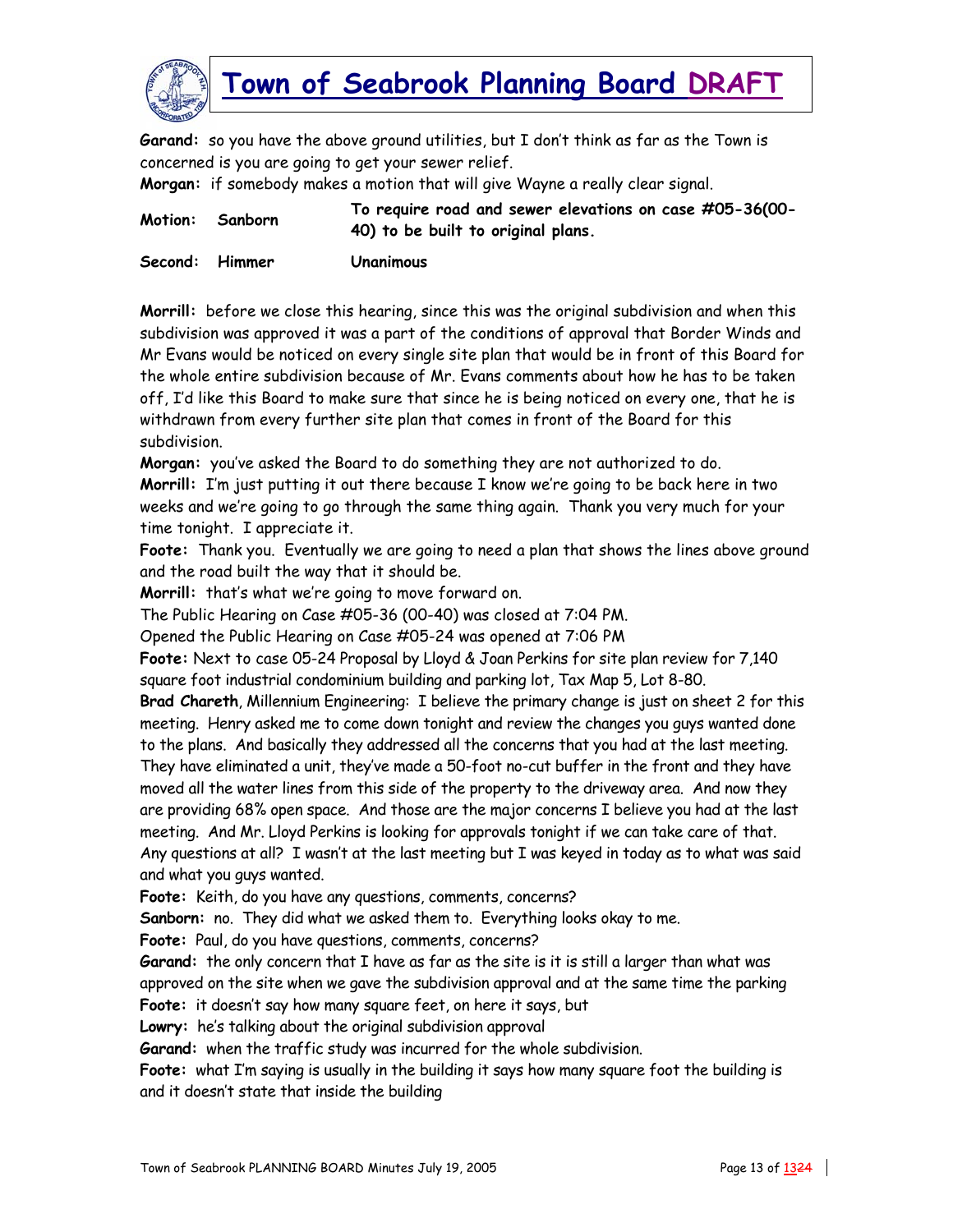**Garand:** so you have the above ground utilities, but I don't think as far as the Town is concerned is you are going to get your sewer relief.

**Morgan:** if somebody makes a motion that will give Wayne a really clear signal.

| **Motion:** | **Sanborn** | **To require road and sewer elevations on case #05-36(00-40) to be built to original plans.** |
|---|---|---|
| **Second:** | **Himmer** | **Unanimous** |

**Morrill:** before we close this hearing, since this was the original subdivision and when this subdivision was approved it was a part of the conditions of approval that Border Winds and Mr Evans would be noticed on every single site plan that would be in front of this Board for the whole entire subdivision because of Mr. Evans comments about how he has to be taken off, I'd like this Board to make sure that since he is being noticed on every one, that he is withdrawn from every further site plan that comes in front of the Board for this subdivision.

**Morgan:** you've asked the Board to do something they are not authorized to do.

**Morrill:** I'm just putting it out there because I know we're going to be back here in two weeks and we're going to go through the same thing again. Thank you very much for your time tonight. I appreciate it.

**Foote:** Thank you. Eventually we are going to need a plan that shows the lines above ground and the road built the way that it should be.

**Morrill:** that's what we're going to move forward on.

The Public Hearing on Case #05-36 (00-40) was closed at 7:04 PM.

Opened the Public Hearing on Case #05-24 was opened at 7:06 PM

**Foote:** Next to case 05-24 Proposal by Lloyd & Joan Perkins for site plan review for 7,140 square foot industrial condominium building and parking lot, Tax Map 5, Lot 8-80.

**Brad Chareth**, Millennium Engineering: I believe the primary change is just on sheet 2 for this meeting. Henry asked me to come down tonight and review the changes you guys wanted done to the plans. And basically they addressed all the concerns that you had at the last meeting. They have eliminated a unit, they've made a 50-foot no-cut buffer in the front and they have moved all the water lines from this side of the property to the driveway area. And now they are providing 68% open space. And those are the major concerns I believe you had at the last meeting. And Mr. Lloyd Perkins is looking for approvals tonight if we can take care of that. Any questions at all? I wasn't at the last meeting but I was keyed in today as to what was said and what you guys wanted.

**Foote:** Keith, do you have any questions, comments, concerns?

**Sanborn:** no. They did what we asked them to. Everything looks okay to me.

**Foote:** Paul, do you have questions, comments, concerns?

**Garand:** the only concern that I have as far as the site is it is still a larger than what was approved on the site when we gave the subdivision approval and at the same time the parking

**Foote:** it doesn't say how many square feet, on here it says, but

**Lowry:** he's talking about the original subdivision approval

**Garand:** when the traffic study was incurred for the whole subdivision.

**Foote:** what I'm saying is usually in the building it says how many square foot the building is and it doesn't state that inside the building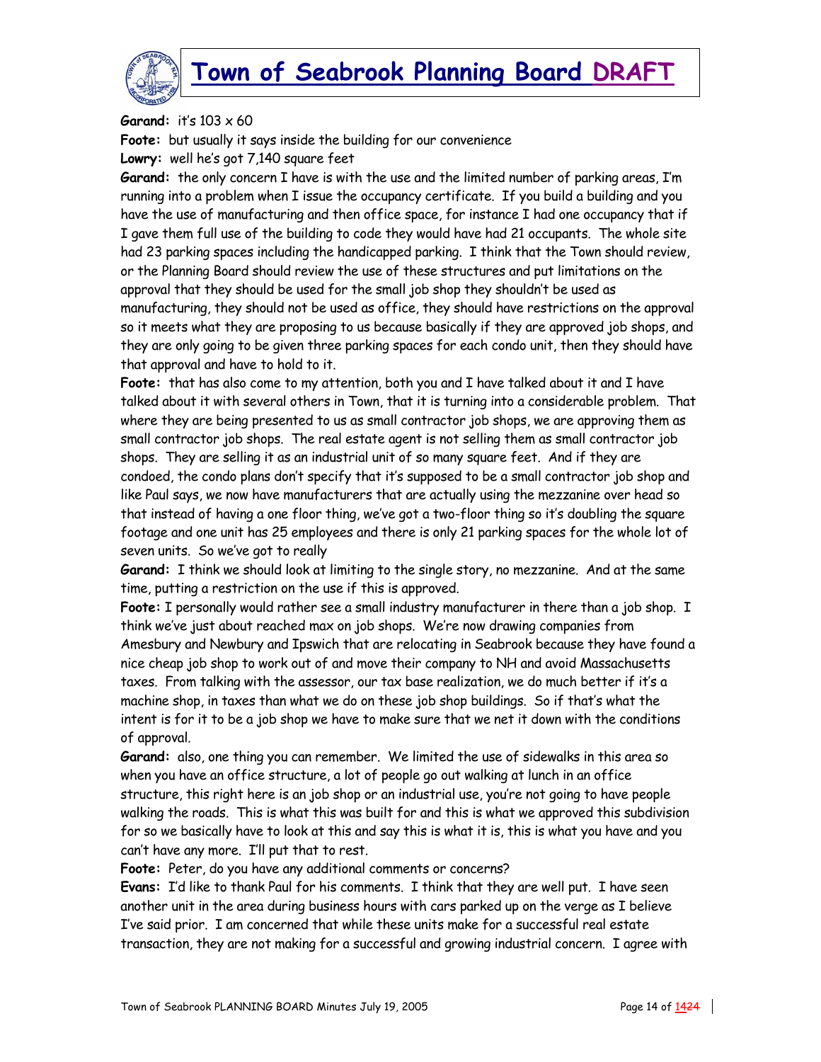**Garand:** it's 103 x 60

**Foote:** but usually it says inside the building for our convenience

**Lowry:** well he's got 7,140 square feet

**Garand:** the only concern I have is with the use and the limited number of parking areas, I'm running into a problem when I issue the occupancy certificate. If you build a building and you have the use of manufacturing and then office space, for instance I had one occupancy that if I gave them full use of the building to code they would have had 21 occupants. The whole site had 23 parking spaces including the handicapped parking. I think that the Town should review, or the Planning Board should review the use of these structures and put limitations on the approval that they should be used for the small job shop they shouldn't be used as manufacturing, they should not be used as office, they should have restrictions on the approval so it meets what they are proposing to us because basically if they are approved job shops, and they are only going to be given three parking spaces for each condo unit, then they should have that approval and have to hold to it.

**Foote:** that has also come to my attention, both you and I have talked about it and I have talked about it with several others in Town, that it is turning into a considerable problem. That where they are being presented to us as small contractor job shops, we are approving them as small contractor job shops. The real estate agent is not selling them as small contractor job shops. They are selling it as an industrial unit of so many square feet. And if they are condoed, the condo plans don't specify that it's supposed to be a small contractor job shop and like Paul says, we now have manufacturers that are actually using the mezzanine over head so that instead of having a one floor thing, we've got a two-floor thing so it's doubling the square footage and one unit has 25 employees and there is only 21 parking spaces for the whole lot of seven units. So we've got to really

**Garand:** I think we should look at limiting to the single story, no mezzanine. And at the same time, putting a restriction on the use if this is approved.

**Foote:** I personally would rather see a small industry manufacturer in there than a job shop. I think we've just about reached max on job shops. We're now drawing companies from Amesbury and Newbury and Ipswich that are relocating in Seabrook because they have found a nice cheap job shop to work out of and move their company to NH and avoid Massachusetts taxes. From talking with the assessor, our tax base realization, we do much better if it's a machine shop, in taxes than what we do on these job shop buildings. So if that's what the intent is for it to be a job shop we have to make sure that we net it down with the conditions of approval.

**Garand:** also, one thing you can remember. We limited the use of sidewalks in this area so when you have an office structure, a lot of people go out walking at lunch in an office structure, this right here is an job shop or an industrial use, you're not going to have people walking the roads. This is what this was built for and this is what we approved this subdivision for so we basically have to look at this and say this is what it is, this is what you have and you can't have any more. I'll put that to rest.

**Foote:** Peter, do you have any additional comments or concerns?

**Evans:** I'd like to thank Paul for his comments. I think that they are well put. I have seen another unit in the area during business hours with cars parked up on the verge as I believe I've said prior. I am concerned that while these units make for a successful real estate transaction, they are not making for a successful and growing industrial concern. I agree with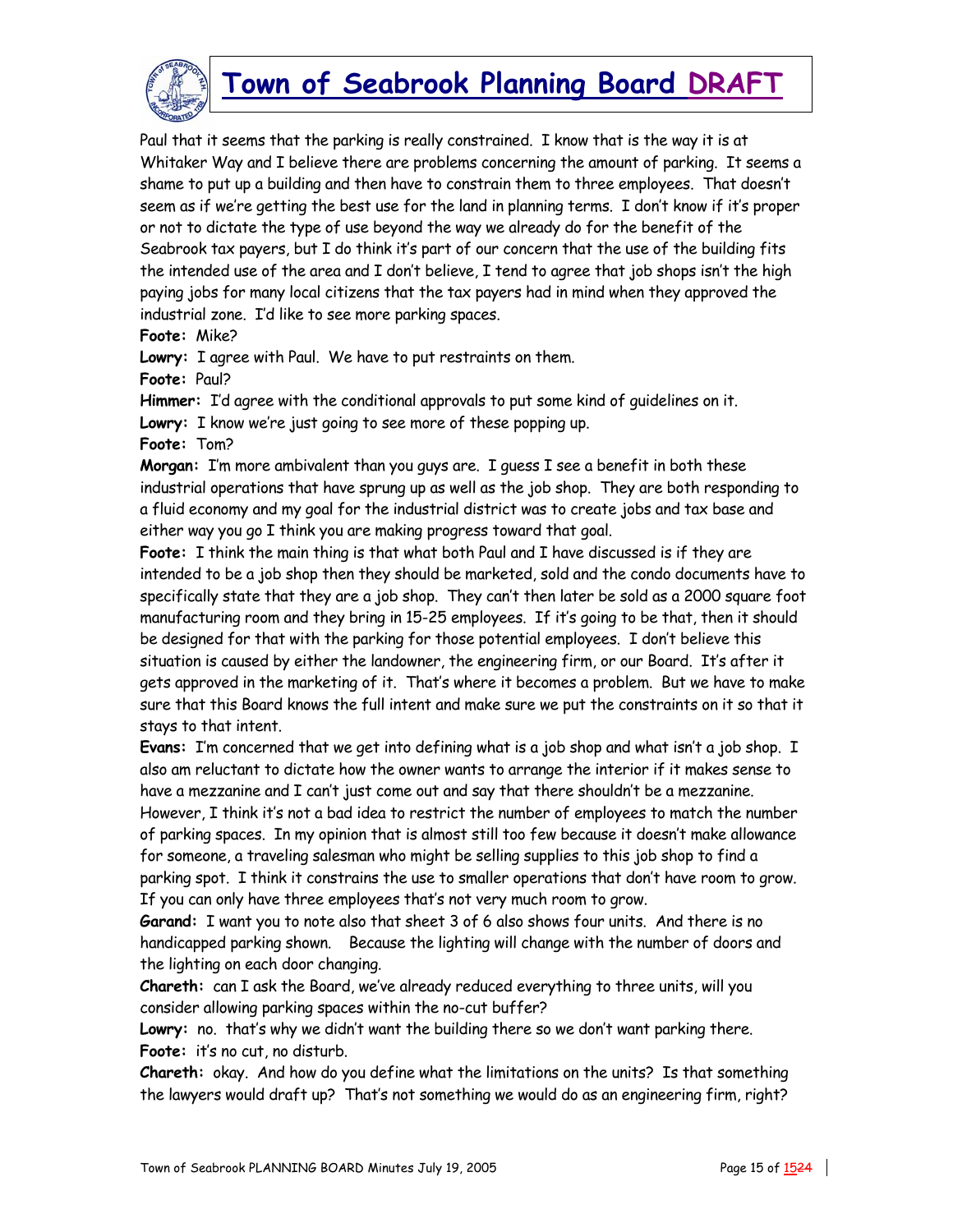Paul that it seems that the parking is really constrained. I know that is the way it is at Whitaker Way and I believe there are problems concerning the amount of parking. It seems a shame to put up a building and then have to constrain them to three employees. That doesn't seem as if we're getting the best use for the land in planning terms. I don't know if it's proper or not to dictate the type of use beyond the way we already do for the benefit of the Seabrook tax payers, but I do think it's part of our concern that the use of the building fits the intended use of the area and I don't believe, I tend to agree that job shops isn't the high paying jobs for many local citizens that the tax payers had in mind when they approved the industrial zone. I'd like to see more parking spaces.

**Foote:** Mike?

**Lowry:** I agree with Paul. We have to put restraints on them.

**Foote:** Paul?

**Himmer:** I'd agree with the conditional approvals to put some kind of guidelines on it.

**Lowry:** I know we're just going to see more of these popping up.

**Foote:** Tom?

**Morgan:** I'm more ambivalent than you guys are. I guess I see a benefit in both these industrial operations that have sprung up as well as the job shop. They are both responding to a fluid economy and my goal for the industrial district was to create jobs and tax base and either way you go I think you are making progress toward that goal.

**Foote:** I think the main thing is that what both Paul and I have discussed is if they are intended to be a job shop then they should be marketed, sold and the condo documents have to specifically state that they are a job shop. They can't then later be sold as a 2000 square foot manufacturing room and they bring in 15-25 employees. If it's going to be that, then it should be designed for that with the parking for those potential employees. I don't believe this situation is caused by either the landowner, the engineering firm, or our Board. It's after it gets approved in the marketing of it. That's where it becomes a problem. But we have to make sure that this Board knows the full intent and make sure we put the constraints on it so that it stays to that intent.

**Evans:** I'm concerned that we get into defining what is a job shop and what isn't a job shop. I also am reluctant to dictate how the owner wants to arrange the interior if it makes sense to have a mezzanine and I can't just come out and say that there shouldn't be a mezzanine. However, I think it's not a bad idea to restrict the number of employees to match the number of parking spaces. In my opinion that is almost still too few because it doesn't make allowance for someone, a traveling salesman who might be selling supplies to this job shop to find a parking spot. I think it constrains the use to smaller operations that don't have room to grow. If you can only have three employees that's not very much room to grow.

**Garand:** I want you to note also that sheet 3 of 6 also shows four units. And there is no handicapped parking shown. Because the lighting will change with the number of doors and the lighting on each door changing.

**Chareth:** can I ask the Board, we've already reduced everything to three units, will you consider allowing parking spaces within the no-cut buffer?

**Lowry:** no. that's why we didn't want the building there so we don't want parking there.

**Foote:** it's no cut, no disturb.

**Chareth:** okay. And how do you define what the limitations on the units? Is that something the lawyers would draft up? That's not something we would do as an engineering firm, right?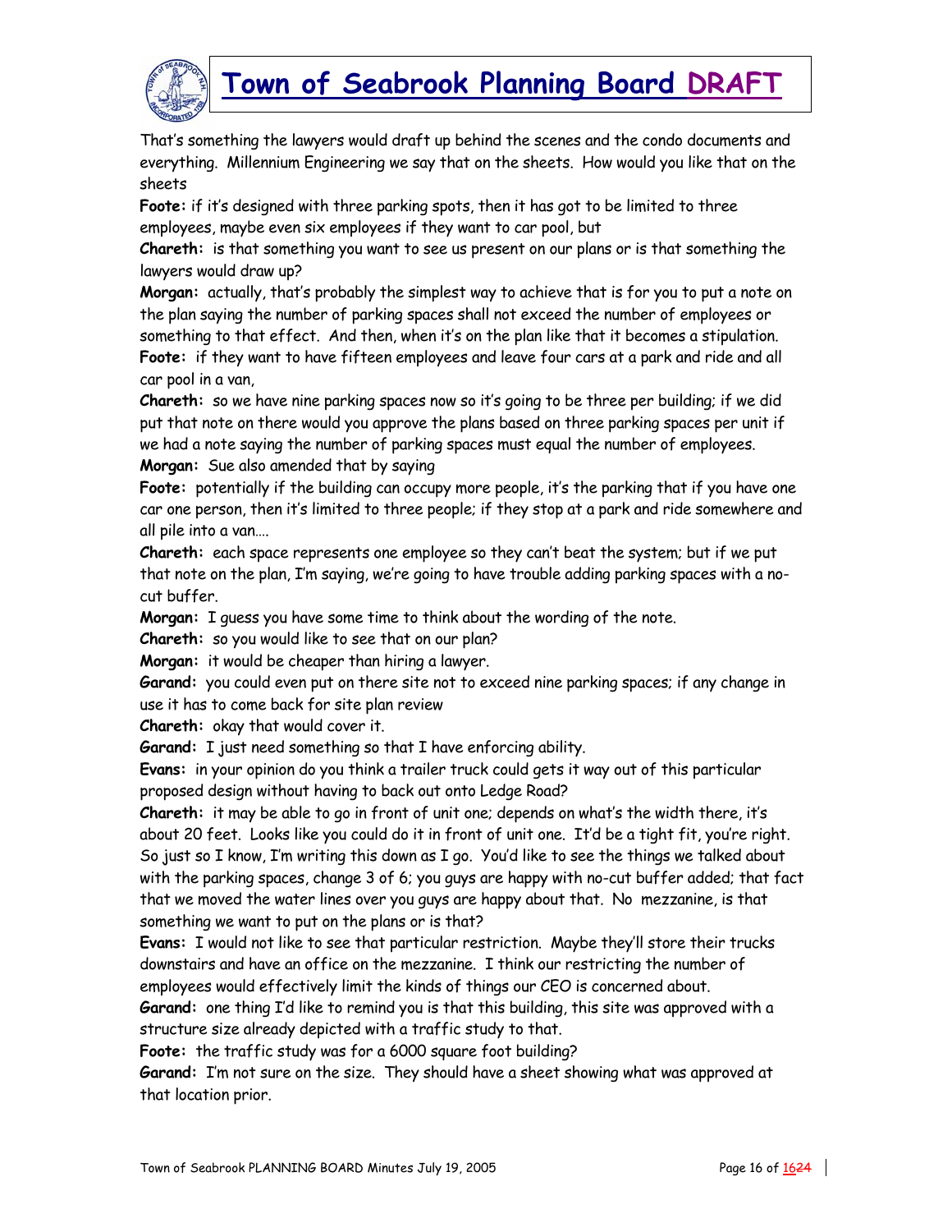That's something the lawyers would draft up behind the scenes and the condo documents and everything. Millennium Engineering we say that on the sheets. How would you like that on the sheets

**Foote:** if it's designed with three parking spots, then it has got to be limited to three employees, maybe even six employees if they want to car pool, but

**Chareth:** is that something you want to see us present on our plans or is that something the lawyers would draw up?

**Morgan:** actually, that's probably the simplest way to achieve that is for you to put a note on the plan saying the number of parking spaces shall not exceed the number of employees or something to that effect. And then, when it's on the plan like that it becomes a stipulation.

**Foote:** if they want to have fifteen employees and leave four cars at a park and ride and all car pool in a van,

**Chareth:** so we have nine parking spaces now so it's going to be three per building; if we did put that note on there would you approve the plans based on three parking spaces per unit if we had a note saying the number of parking spaces must equal the number of employees.

**Morgan:** Sue also amended that by saying

**Foote:** potentially if the building can occupy more people, it's the parking that if you have one car one person, then it's limited to three people; if they stop at a park and ride somewhere and all pile into a van….

**Chareth:** each space represents one employee so they can't beat the system; but if we put that note on the plan, I'm saying, we're going to have trouble adding parking spaces with a no-cut buffer.

**Morgan:** I guess you have some time to think about the wording of the note.

**Chareth:** so you would like to see that on our plan?

**Morgan:** it would be cheaper than hiring a lawyer.

**Garand:** you could even put on there site not to exceed nine parking spaces; if any change in use it has to come back for site plan review

**Chareth:** okay that would cover it.

**Garand:** I just need something so that I have enforcing ability.

**Evans:** in your opinion do you think a trailer truck could gets it way out of this particular proposed design without having to back out onto Ledge Road?

**Chareth:** it may be able to go in front of unit one; depends on what's the width there, it's about 20 feet. Looks like you could do it in front of unit one. It'd be a tight fit, you're right. So just so I know, I'm writing this down as I go. You'd like to see the things we talked about with the parking spaces, change 3 of 6; you guys are happy with no-cut buffer added; that fact that we moved the water lines over you guys are happy about that. No mezzanine, is that something we want to put on the plans or is that?

**Evans:** I would not like to see that particular restriction. Maybe they'll store their trucks downstairs and have an office on the mezzanine. I think our restricting the number of employees would effectively limit the kinds of things our CEO is concerned about.

**Garand:** one thing I'd like to remind you is that this building, this site was approved with a structure size already depicted with a traffic study to that.

**Foote:** the traffic study was for a 6000 square foot building?

**Garand:** I'm not sure on the size. They should have a sheet showing what was approved at that location prior.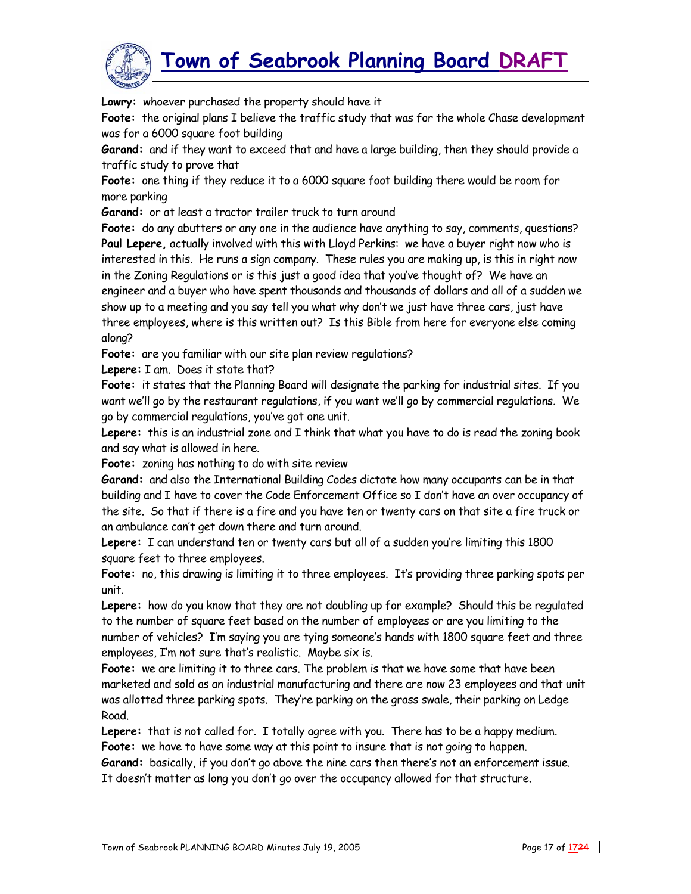**Lowry:** whoever purchased the property should have it

**Foote:** the original plans I believe the traffic study that was for the whole Chase development was for a 6000 square foot building

**Garand:** and if they want to exceed that and have a large building, then they should provide a traffic study to prove that

**Foote:** one thing if they reduce it to a 6000 square foot building there would be room for more parking

**Garand:** or at least a tractor trailer truck to turn around

**Foote:** do any abutters or any one in the audience have anything to say, comments, questions?

**Paul Lepere,** actually involved with this with Lloyd Perkins: we have a buyer right now who is interested in this. He runs a sign company. These rules you are making up, is this in right now in the Zoning Regulations or is this just a good idea that you've thought of? We have an engineer and a buyer who have spent thousands and thousands of dollars and all of a sudden we show up to a meeting and you say tell you what why don't we just have three cars, just have three employees, where is this written out? Is this Bible from here for everyone else coming along?

**Foote:** are you familiar with our site plan review regulations?

**Lepere:** I am. Does it state that?

**Foote:** it states that the Planning Board will designate the parking for industrial sites. If you want we'll go by the restaurant regulations, if you want we'll go by commercial regulations. We go by commercial regulations, you've got one unit.

**Lepere:** this is an industrial zone and I think that what you have to do is read the zoning book and say what is allowed in here.

**Foote:** zoning has nothing to do with site review

**Garand:** and also the International Building Codes dictate how many occupants can be in that building and I have to cover the Code Enforcement Office so I don't have an over occupancy of the site. So that if there is a fire and you have ten or twenty cars on that site a fire truck or an ambulance can't get down there and turn around.

**Lepere:** I can understand ten or twenty cars but all of a sudden you're limiting this 1800 square feet to three employees.

**Foote:** no, this drawing is limiting it to three employees. It's providing three parking spots per unit.

**Lepere:** how do you know that they are not doubling up for example? Should this be regulated to the number of square feet based on the number of employees or are you limiting to the number of vehicles? I'm saying you are tying someone's hands with 1800 square feet and three employees, I'm not sure that's realistic. Maybe six is.

**Foote:** we are limiting it to three cars. The problem is that we have some that have been marketed and sold as an industrial manufacturing and there are now 23 employees and that unit was allotted three parking spots. They're parking on the grass swale, their parking on Ledge Road.

**Lepere:** that is not called for. I totally agree with you. There has to be a happy medium.

**Foote:** we have to have some way at this point to insure that is not going to happen.

**Garand:** basically, if you don't go above the nine cars then there's not an enforcement issue. It doesn't matter as long you don't go over the occupancy allowed for that structure.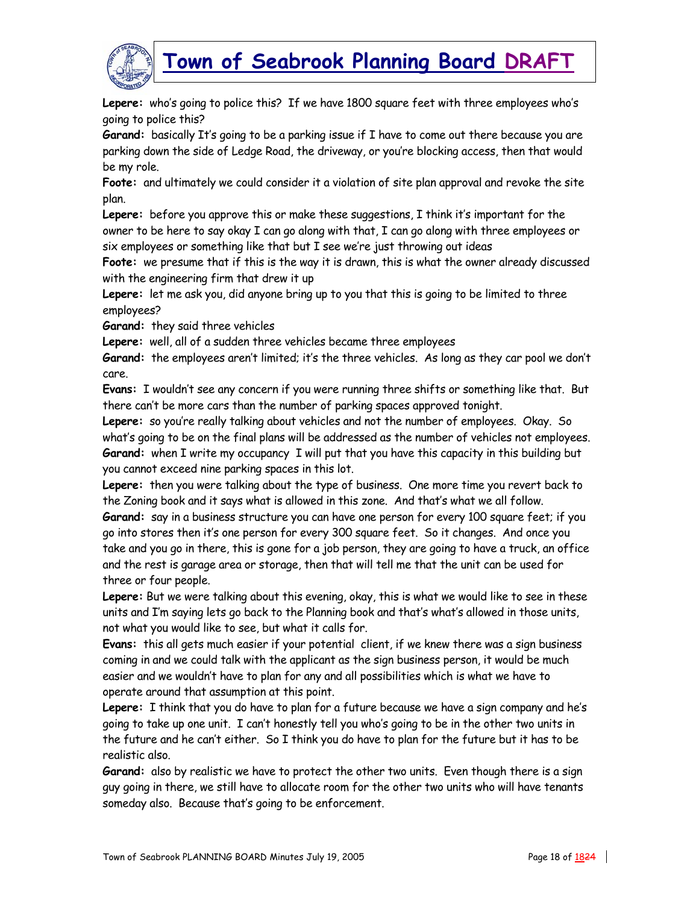**Lepere:** who's going to police this? If we have 1800 square feet with three employees who's going to police this?

**Garand:** basically It's going to be a parking issue if I have to come out there because you are parking down the side of Ledge Road, the driveway, or you're blocking access, then that would be my role.

**Foote:** and ultimately we could consider it a violation of site plan approval and revoke the site plan.

**Lepere:** before you approve this or make these suggestions, I think it's important for the owner to be here to say okay I can go along with that, I can go along with three employees or six employees or something like that but I see we're just throwing out ideas

**Foote:** we presume that if this is the way it is drawn, this is what the owner already discussed with the engineering firm that drew it up

**Lepere:** let me ask you, did anyone bring up to you that this is going to be limited to three employees?

**Garand:** they said three vehicles

**Lepere:** well, all of a sudden three vehicles became three employees

**Garand:** the employees aren't limited; it's the three vehicles. As long as they car pool we don't care.

**Evans:** I wouldn't see any concern if you were running three shifts or something like that. But there can't be more cars than the number of parking spaces approved tonight.

**Lepere:** so you're really talking about vehicles and not the number of employees. Okay. So what's going to be on the final plans will be addressed as the number of vehicles not employees.

**Garand:** when I write my occupancy I will put that you have this capacity in this building but you cannot exceed nine parking spaces in this lot.

**Lepere:** then you were talking about the type of business. One more time you revert back to the Zoning book and it says what is allowed in this zone. And that's what we all follow.

**Garand:** say in a business structure you can have one person for every 100 square feet; if you go into stores then it's one person for every 300 square feet. So it changes. And once you take and you go in there, this is gone for a job person, they are going to have a truck, an office and the rest is garage area or storage, then that will tell me that the unit can be used for three or four people.

**Lepere:** But we were talking about this evening, okay, this is what we would like to see in these units and I'm saying lets go back to the Planning book and that's what's allowed in those units, not what you would like to see, but what it calls for.

**Evans:** this all gets much easier if your potential client, if we knew there was a sign business coming in and we could talk with the applicant as the sign business person, it would be much easier and we wouldn't have to plan for any and all possibilities which is what we have to operate around that assumption at this point.

**Lepere:** I think that you do have to plan for a future because we have a sign company and he's going to take up one unit. I can't honestly tell you who's going to be in the other two units in the future and he can't either. So I think you do have to plan for the future but it has to be realistic also.

**Garand:** also by realistic we have to protect the other two units. Even though there is a sign guy going in there, we still have to allocate room for the other two units who will have tenants someday also. Because that's going to be enforcement.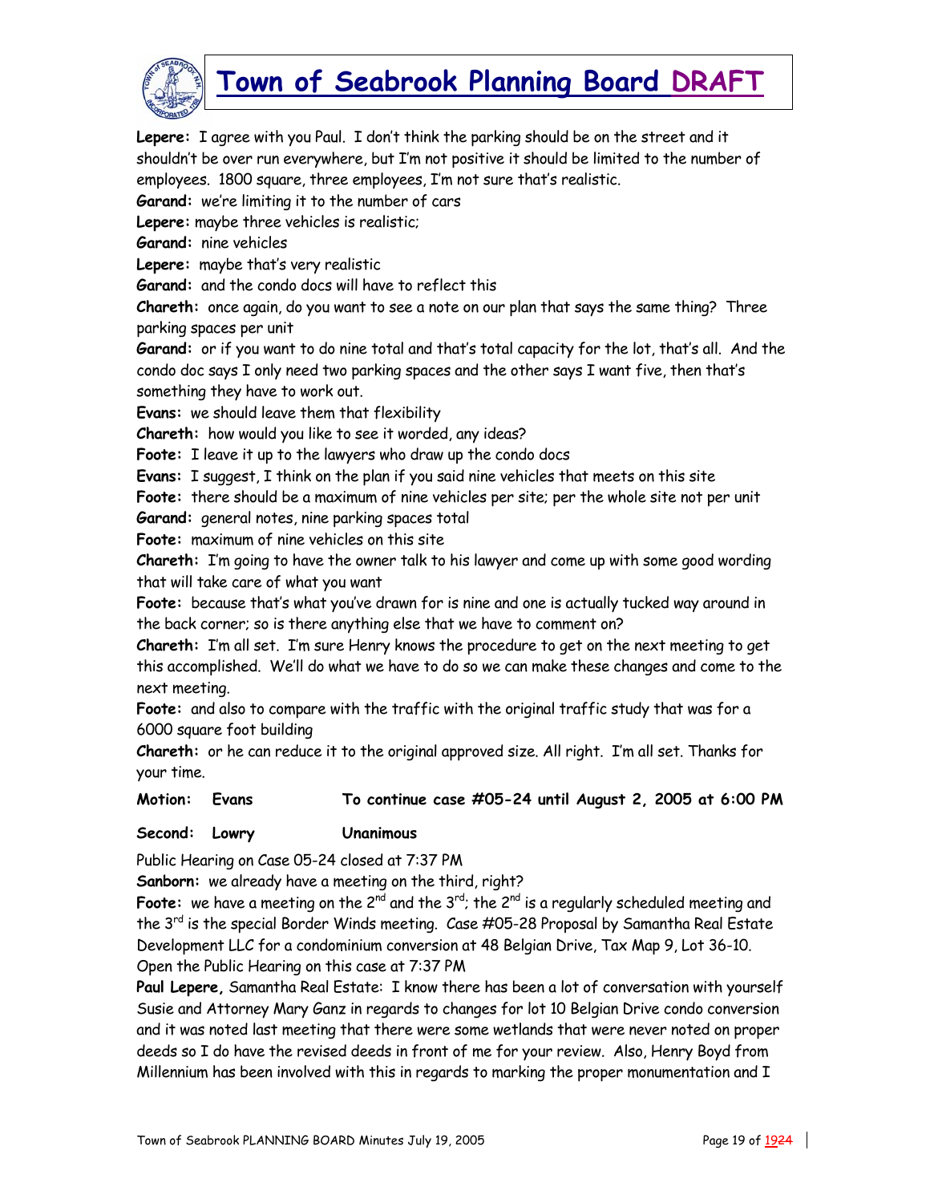**Lepere:** I agree with you Paul. I don't think the parking should be on the street and it shouldn't be over run everywhere, but I'm not positive it should be limited to the number of employees. 1800 square, three employees, I'm not sure that's realistic.

**Garand:** we're limiting it to the number of cars

**Lepere:** maybe three vehicles is realistic;

**Garand:** nine vehicles

**Lepere:** maybe that's very realistic

**Garand:** and the condo docs will have to reflect this

**Chareth:** once again, do you want to see a note on our plan that says the same thing? Three parking spaces per unit

**Garand:** or if you want to do nine total and that's total capacity for the lot, that's all. And the condo doc says I only need two parking spaces and the other says I want five, then that's something they have to work out.

**Evans:** we should leave them that flexibility

**Chareth:** how would you like to see it worded, any ideas?

**Foote:** I leave it up to the lawyers who draw up the condo docs

**Evans:** I suggest, I think on the plan if you said nine vehicles that meets on this site

**Foote:** there should be a maximum of nine vehicles per site; per the whole site not per unit

**Garand:** general notes, nine parking spaces total

**Foote:** maximum of nine vehicles on this site

**Chareth:** I'm going to have the owner talk to his lawyer and come up with some good wording that will take care of what you want

**Foote:** because that's what you've drawn for is nine and one is actually tucked way around in the back corner; so is there anything else that we have to comment on?

**Chareth:** I'm all set. I'm sure Henry knows the procedure to get on the next meeting to get this accomplished. We'll do what we have to do so we can make these changes and come to the next meeting.

**Foote:** and also to compare with the traffic with the original traffic study that was for a 6000 square foot building

**Chareth:** or he can reduce it to the original approved size. All right. I'm all set. Thanks for your time.

**Motion: Evans To continue case #05-24 until August 2, 2005 at 6:00 PM**

**Second: Lowry Unanimous**

Public Hearing on Case 05-24 closed at 7:37 PM

**Sanborn:** we already have a meeting on the third, right?

**Foote:** we have a meeting on the 2nd and the 3rd; the 2nd is a regularly scheduled meeting and the 3rd is the special Border Winds meeting. Case #05-28 Proposal by Samantha Real Estate Development LLC for a condominium conversion at 48 Belgian Drive, Tax Map 9, Lot 36-10. Open the Public Hearing on this case at 7:37 PM

**Paul Lepere,** Samantha Real Estate: I know there has been a lot of conversation with yourself Susie and Attorney Mary Ganz in regards to changes for lot 10 Belgian Drive condo conversion and it was noted last meeting that there were some wetlands that were never noted on proper deeds so I do have the revised deeds in front of me for your review. Also, Henry Boyd from Millennium has been involved with this in regards to marking the proper monumentation and I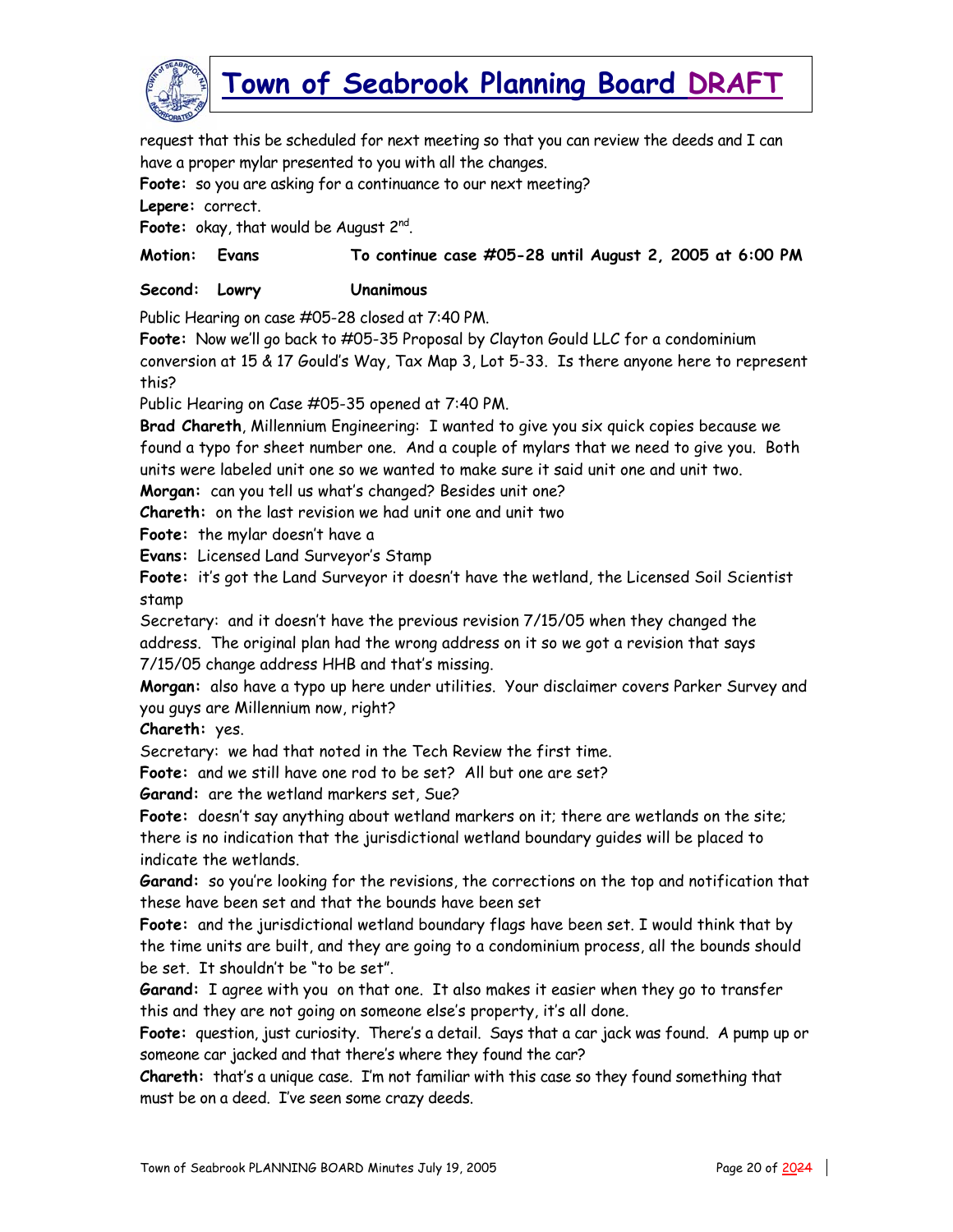request that this be scheduled for next meeting so that you can review the deeds and I can have a proper mylar presented to you with all the changes.

**Foote:** so you are asking for a continuance to our next meeting?

**Lepere:** correct.

**Foote:** okay, that would be August 2nd.

**Motion: Evans To continue case #05-28 until August 2, 2005 at 6:00 PM**

**Second: Lowry Unanimous**

Public Hearing on case #05-28 closed at 7:40 PM.

**Foote:** Now we'll go back to #05-35 Proposal by Clayton Gould LLC for a condominium conversion at 15 & 17 Gould's Way, Tax Map 3, Lot 5-33. Is there anyone here to represent this?

Public Hearing on Case #05-35 opened at 7:40 PM.

**Brad Chareth**, Millennium Engineering: I wanted to give you six quick copies because we found a typo for sheet number one. And a couple of mylars that we need to give you. Both units were labeled unit one so we wanted to make sure it said unit one and unit two.

**Morgan:** can you tell us what's changed? Besides unit one?

**Chareth:** on the last revision we had unit one and unit two

**Foote:** the mylar doesn't have a

**Evans:** Licensed Land Surveyor's Stamp

**Foote:** it's got the Land Surveyor it doesn't have the wetland, the Licensed Soil Scientist stamp

Secretary: and it doesn't have the previous revision 7/15/05 when they changed the address. The original plan had the wrong address on it so we got a revision that says 7/15/05 change address HHB and that's missing.

**Morgan:** also have a typo up here under utilities. Your disclaimer covers Parker Survey and you guys are Millennium now, right?

**Chareth:** yes.

Secretary: we had that noted in the Tech Review the first time.

**Foote:** and we still have one rod to be set? All but one are set?

**Garand:** are the wetland markers set, Sue?

**Foote:** doesn't say anything about wetland markers on it; there are wetlands on the site; there is no indication that the jurisdictional wetland boundary guides will be placed to indicate the wetlands.

**Garand:** so you're looking for the revisions, the corrections on the top and notification that these have been set and that the bounds have been set

**Foote:** and the jurisdictional wetland boundary flags have been set. I would think that by the time units are built, and they are going to a condominium process, all the bounds should be set. It shouldn't be "to be set".

**Garand:** I agree with you on that one. It also makes it easier when they go to transfer this and they are not going on someone else's property, it's all done.

**Foote:** question, just curiosity. There's a detail. Says that a car jack was found. A pump up or someone car jacked and that there's where they found the car?

**Chareth:** that's a unique case. I'm not familiar with this case so they found something that must be on a deed. I've seen some crazy deeds.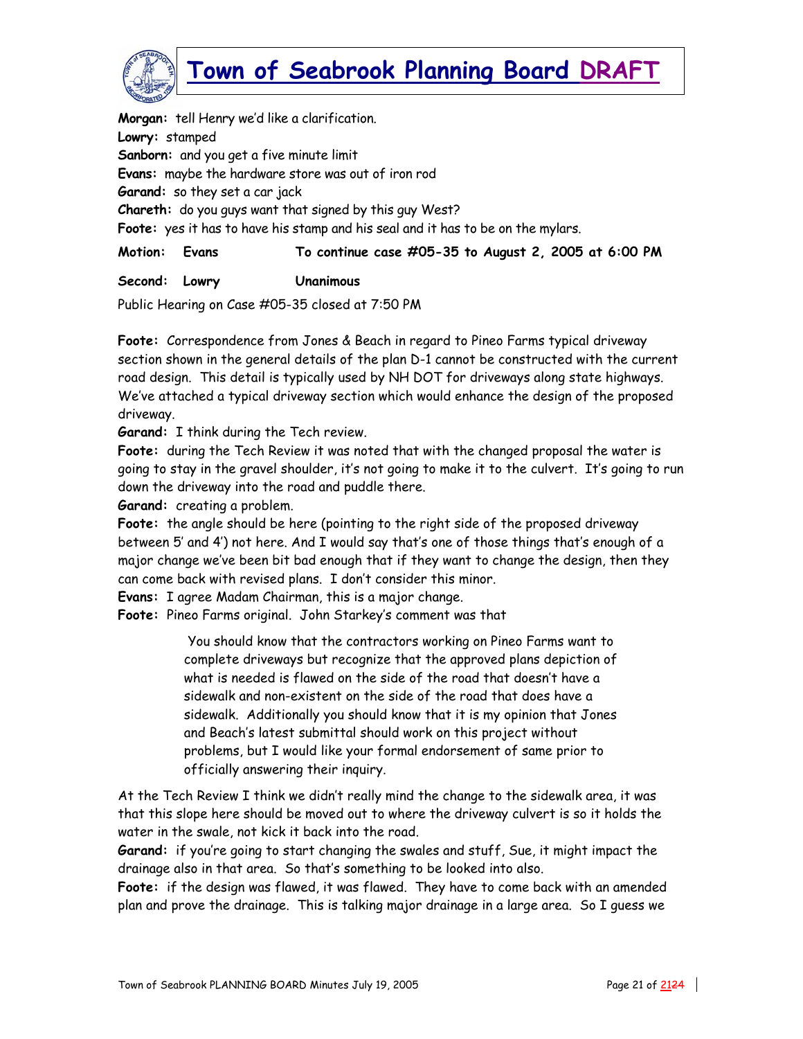**Morgan:** tell Henry we'd like a clarification.
**Lowry:** stamped
**Sanborn:** and you get a five minute limit
**Evans:** maybe the hardware store was out of iron rod
**Garand:** so they set a car jack
**Chareth:** do you guys want that signed by this guy West?
**Foote:** yes it has to have his stamp and his seal and it has to be on the mylars.

**Motion: Evans To continue case #05-35 to August 2, 2005 at 6:00 PM**

**Second: Lowry Unanimous**

Public Hearing on Case #05-35 closed at 7:50 PM

**Foote:** Correspondence from Jones & Beach in regard to Pineo Farms typical driveway section shown in the general details of the plan D-1 cannot be constructed with the current road design. This detail is typically used by NH DOT for driveways along state highways. We've attached a typical driveway section which would enhance the design of the proposed driveway.
**Garand:** I think during the Tech review.
**Foote:** during the Tech Review it was noted that with the changed proposal the water is going to stay in the gravel shoulder, it's not going to make it to the culvert. It's going to run down the driveway into the road and puddle there.
**Garand:** creating a problem.
**Foote:** the angle should be here (pointing to the right side of the proposed driveway between 5' and 4') not here. And I would say that's one of those things that's enough of a major change we've been bit bad enough that if they want to change the design, then they can come back with revised plans. I don't consider this minor.
**Evans:** I agree Madam Chairman, this is a major change.
**Foote:** Pineo Farms original. John Starkey's comment was that

> You should know that the contractors working on Pineo Farms want to complete driveways but recognize that the approved plans depiction of what is needed is flawed on the side of the road that doesn't have a sidewalk and non-existent on the side of the road that does have a sidewalk. Additionally you should know that it is my opinion that Jones and Beach's latest submittal should work on this project without problems, but I would like your formal endorsement of same prior to officially answering their inquiry.

At the Tech Review I think we didn't really mind the change to the sidewalk area, it was that this slope here should be moved out to where the driveway culvert is so it holds the water in the swale, not kick it back into the road.
**Garand:** if you're going to start changing the swales and stuff, Sue, it might impact the drainage also in that area. So that's something to be looked into also.
**Foote:** if the design was flawed, it was flawed. They have to come back with an amended plan and prove the drainage. This is talking major drainage in a large area. So I guess we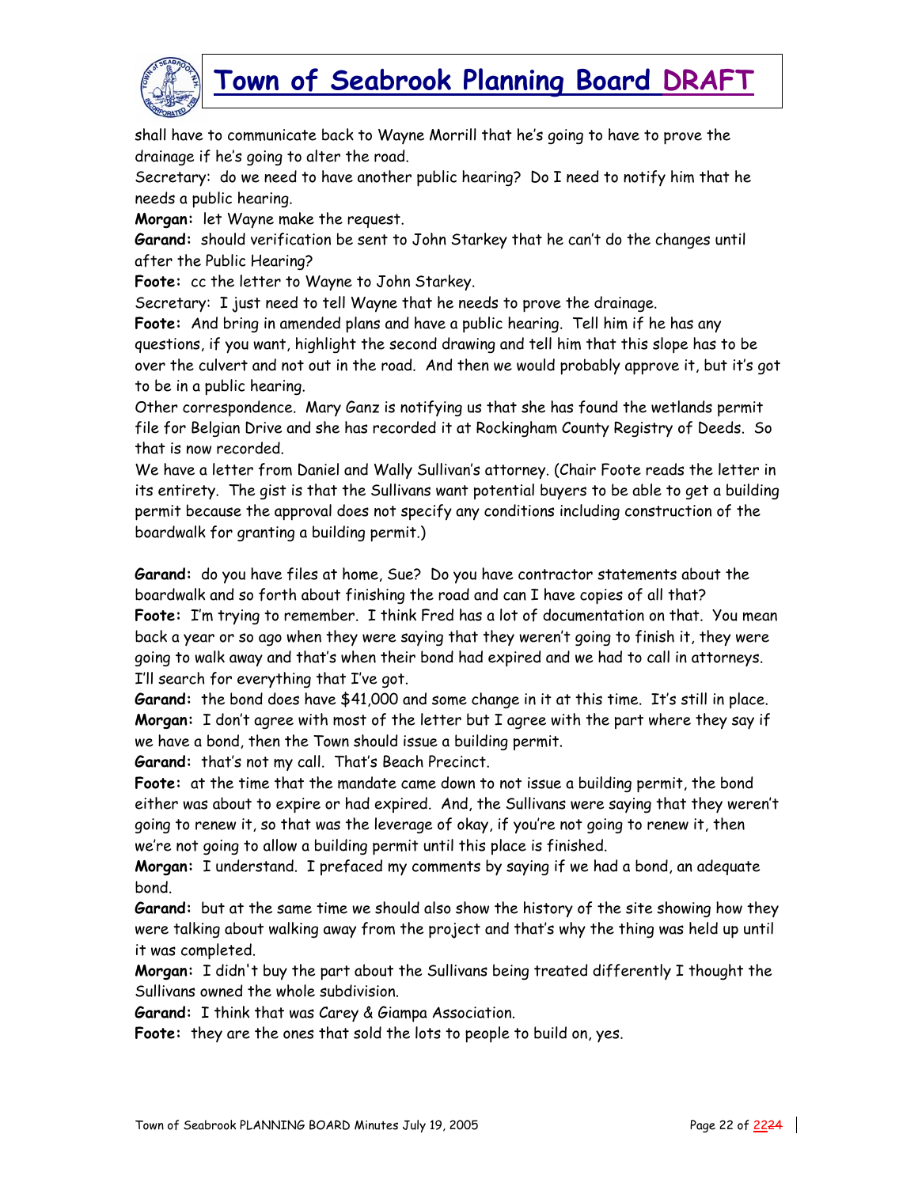shall have to communicate back to Wayne Morrill that he's going to have to prove the drainage if he's going to alter the road.

Secretary: do we need to have another public hearing? Do I need to notify him that he needs a public hearing.

**Morgan:** let Wayne make the request.

**Garand:** should verification be sent to John Starkey that he can't do the changes until after the Public Hearing?

**Foote:** cc the letter to Wayne to John Starkey.

Secretary: I just need to tell Wayne that he needs to prove the drainage.

**Foote:** And bring in amended plans and have a public hearing. Tell him if he has any questions, if you want, highlight the second drawing and tell him that this slope has to be over the culvert and not out in the road. And then we would probably approve it, but it's got to be in a public hearing.

Other correspondence. Mary Ganz is notifying us that she has found the wetlands permit file for Belgian Drive and she has recorded it at Rockingham County Registry of Deeds. So that is now recorded.

We have a letter from Daniel and Wally Sullivan's attorney. (Chair Foote reads the letter in its entirety. The gist is that the Sullivans want potential buyers to be able to get a building permit because the approval does not specify any conditions including construction of the boardwalk for granting a building permit.)

**Garand:** do you have files at home, Sue? Do you have contractor statements about the boardwalk and so forth about finishing the road and can I have copies of all that?

**Foote:** I'm trying to remember. I think Fred has a lot of documentation on that. You mean back a year or so ago when they were saying that they weren't going to finish it, they were going to walk away and that's when their bond had expired and we had to call in attorneys. I'll search for everything that I've got.

**Garand:** the bond does have $41,000 and some change in it at this time. It's still in place.

**Morgan:** I don't agree with most of the letter but I agree with the part where they say if we have a bond, then the Town should issue a building permit.

**Garand:** that's not my call. That's Beach Precinct.

**Foote:** at the time that the mandate came down to not issue a building permit, the bond either was about to expire or had expired. And, the Sullivans were saying that they weren't going to renew it, so that was the leverage of okay, if you're not going to renew it, then we're not going to allow a building permit until this place is finished.

**Morgan:** I understand. I prefaced my comments by saying if we had a bond, an adequate bond.

**Garand:** but at the same time we should also show the history of the site showing how they were talking about walking away from the project and that's why the thing was held up until it was completed.

**Morgan:** I didn't buy the part about the Sullivans being treated differently I thought the Sullivans owned the whole subdivision.

**Garand:** I think that was Carey & Giampa Association.

**Foote:** they are the ones that sold the lots to people to build on, yes.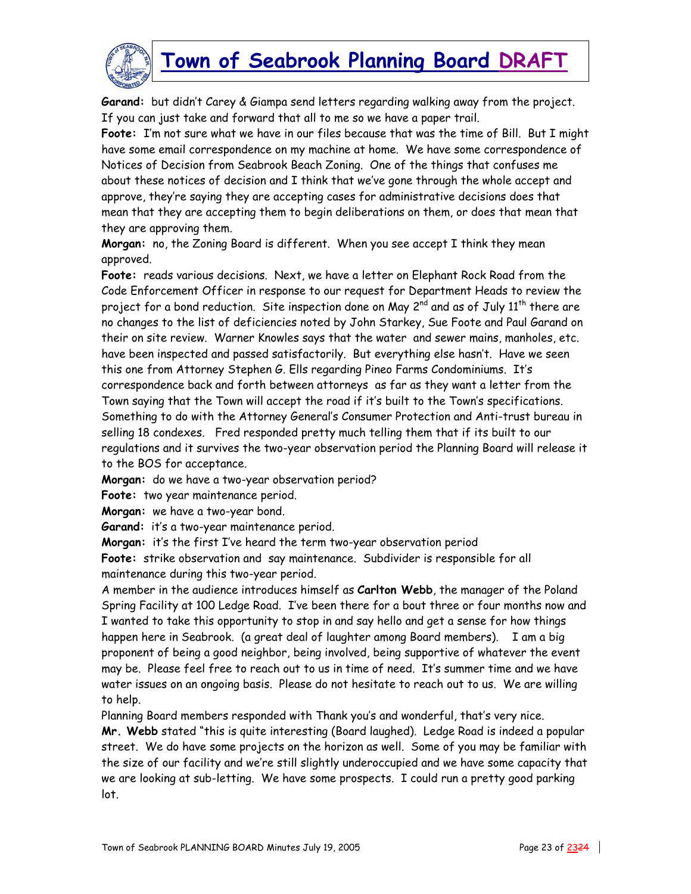**Garand:** but didn't Carey & Giampa send letters regarding walking away from the project. If you can just take and forward that all to me so we have a paper trail.

**Foote:** I'm not sure what we have in our files because that was the time of Bill. But I might have some email correspondence on my machine at home. We have some correspondence of Notices of Decision from Seabrook Beach Zoning. One of the things that confuses me about these notices of decision and I think that we've gone through the whole accept and approve, they're saying they are accepting cases for administrative decisions does that mean that they are accepting them to begin deliberations on them, or does that mean that they are approving them.

**Morgan:** no, the Zoning Board is different. When you see accept I think they mean approved.

**Foote:** reads various decisions. Next, we have a letter on Elephant Rock Road from the Code Enforcement Officer in response to our request for Department Heads to review the project for a bond reduction. Site inspection done on May 2nd and as of July 11th there are no changes to the list of deficiencies noted by John Starkey, Sue Foote and Paul Garand on their on site review. Warner Knowles says that the water and sewer mains, manholes, etc. have been inspected and passed satisfactorily. But everything else hasn't. Have we seen this one from Attorney Stephen G. Ells regarding Pineo Farms Condominiums. It's correspondence back and forth between attorneys as far as they want a letter from the Town saying that the Town will accept the road if it's built to the Town's specifications. Something to do with the Attorney General's Consumer Protection and Anti-trust bureau in selling 18 condexes. Fred responded pretty much telling them that if its built to our regulations and it survives the two-year observation period the Planning Board will release it to the BOS for acceptance.

**Morgan:** do we have a two-year observation period?

**Foote:** two year maintenance period.

**Morgan:** we have a two-year bond.

**Garand:** it's a two-year maintenance period.

**Morgan:** it's the first I've heard the term two-year observation period

**Foote:** strike observation and say maintenance. Subdivider is responsible for all maintenance during this two-year period.

A member in the audience introduces himself as **Carlton Webb**, the manager of the Poland Spring Facility at 100 Ledge Road. I've been there for a bout three or four months now and I wanted to take this opportunity to stop in and say hello and get a sense for how things happen here in Seabrook. (a great deal of laughter among Board members). I am a big proponent of being a good neighbor, being involved, being supportive of whatever the event may be. Please feel free to reach out to us in time of need. It's summer time and we have water issues on an ongoing basis. Please do not hesitate to reach out to us. We are willing to help.

Planning Board members responded with Thank you's and wonderful, that's very nice.

**Mr. Webb** stated "this is quite interesting (Board laughed). Ledge Road is indeed a popular street. We do have some projects on the horizon as well. Some of you may be familiar with the size of our facility and we're still slightly underoccupied and we have some capacity that we are looking at sub-letting. We have some prospects. I could run a pretty good parking lot.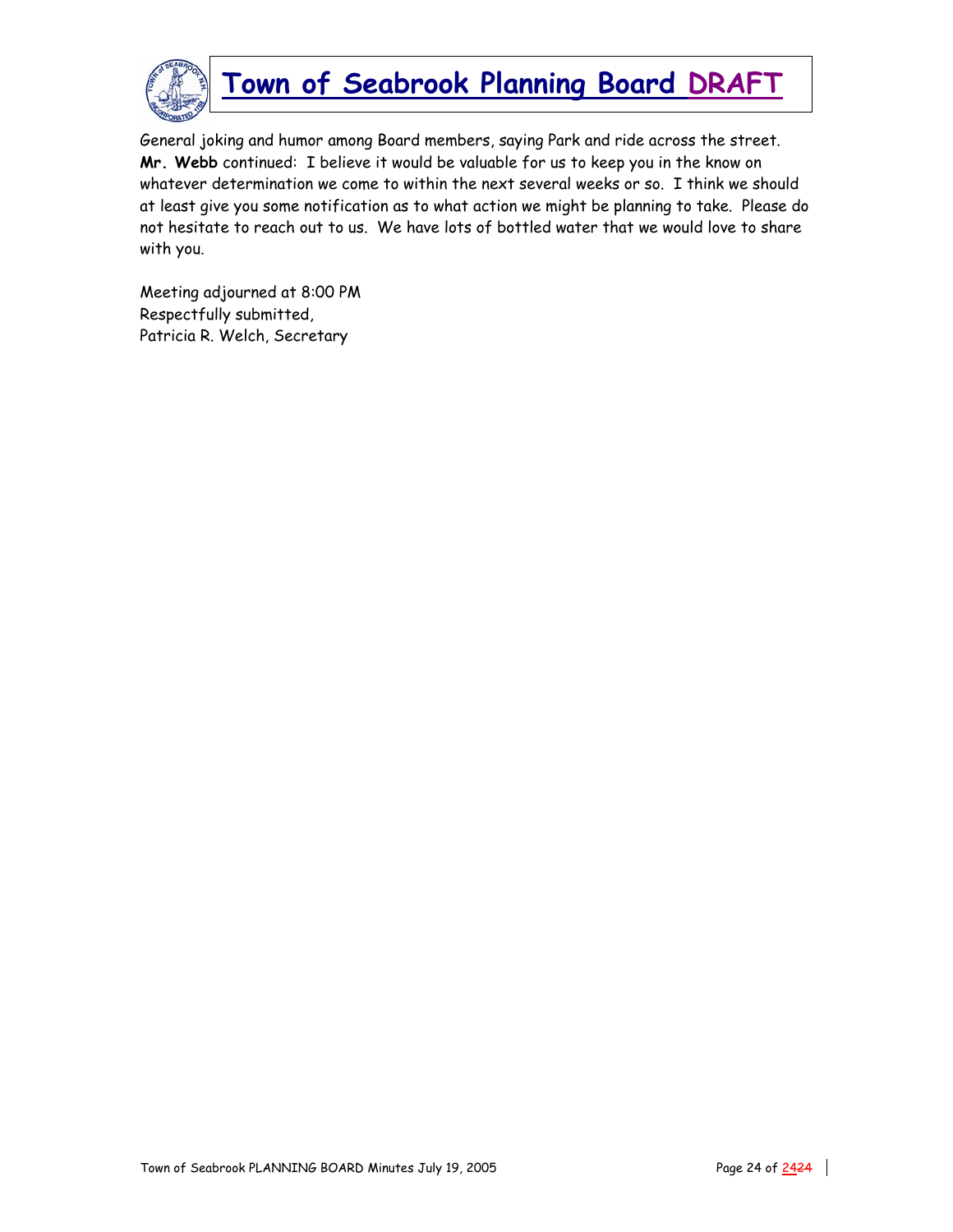General joking and humor among Board members, saying Park and ride across the street.
**Mr. Webb** continued: I believe it would be valuable for us to keep you in the know on whatever determination we come to within the next several weeks or so. I think we should at least give you some notification as to what action we might be planning to take. Please do not hesitate to reach out to us. We have lots of bottled water that we would love to share with you.

Meeting adjourned at 8:00 PM
Respectfully submitted,
Patricia R. Welch, Secretary